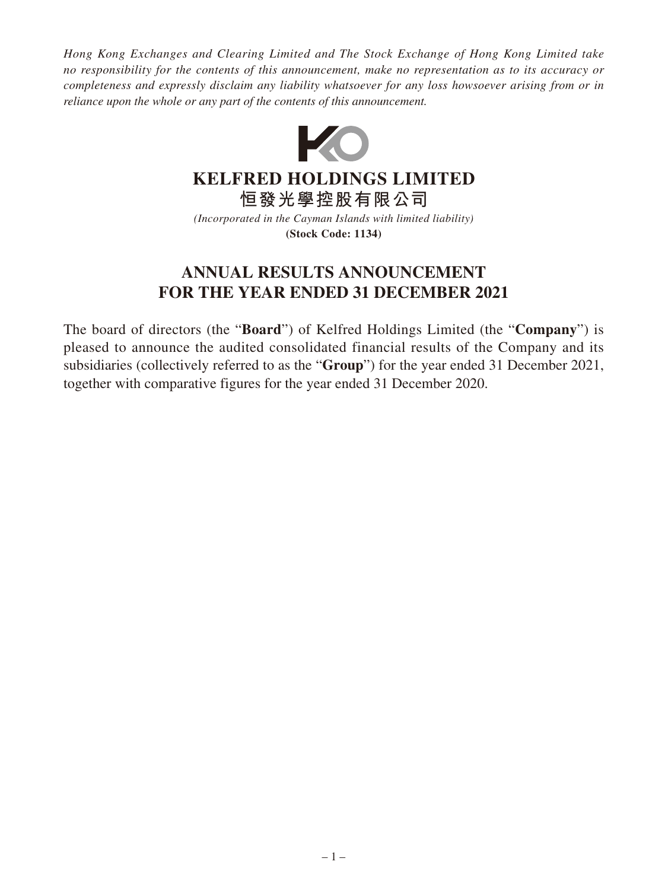*Hong Kong Exchanges and Clearing Limited and The Stock Exchange of Hong Kong Limited take no responsibility for the contents of this announcement, make no representation as to its accuracy or completeness and expressly disclaim any liability whatsoever for any loss howsoever arising from or in reliance upon the whole or any part of the contents of this announcement.*

# KELFRED HOLDINGS LIMITED
# 恒發光學控股有限公司

*(Incorporated in the Cayman Islands with limited liability)*
**(Stock Code: 1134)**

## ANNUAL RESULTS ANNOUNCEMENT FOR THE YEAR ENDED 31 DECEMBER 2021

The board of directors (the "**Board**") of Kelfred Holdings Limited (the "**Company**") is pleased to announce the audited consolidated financial results of the Company and its subsidiaries (collectively referred to as the "**Group**") for the year ended 31 December 2021, together with comparative figures for the year ended 31 December 2020.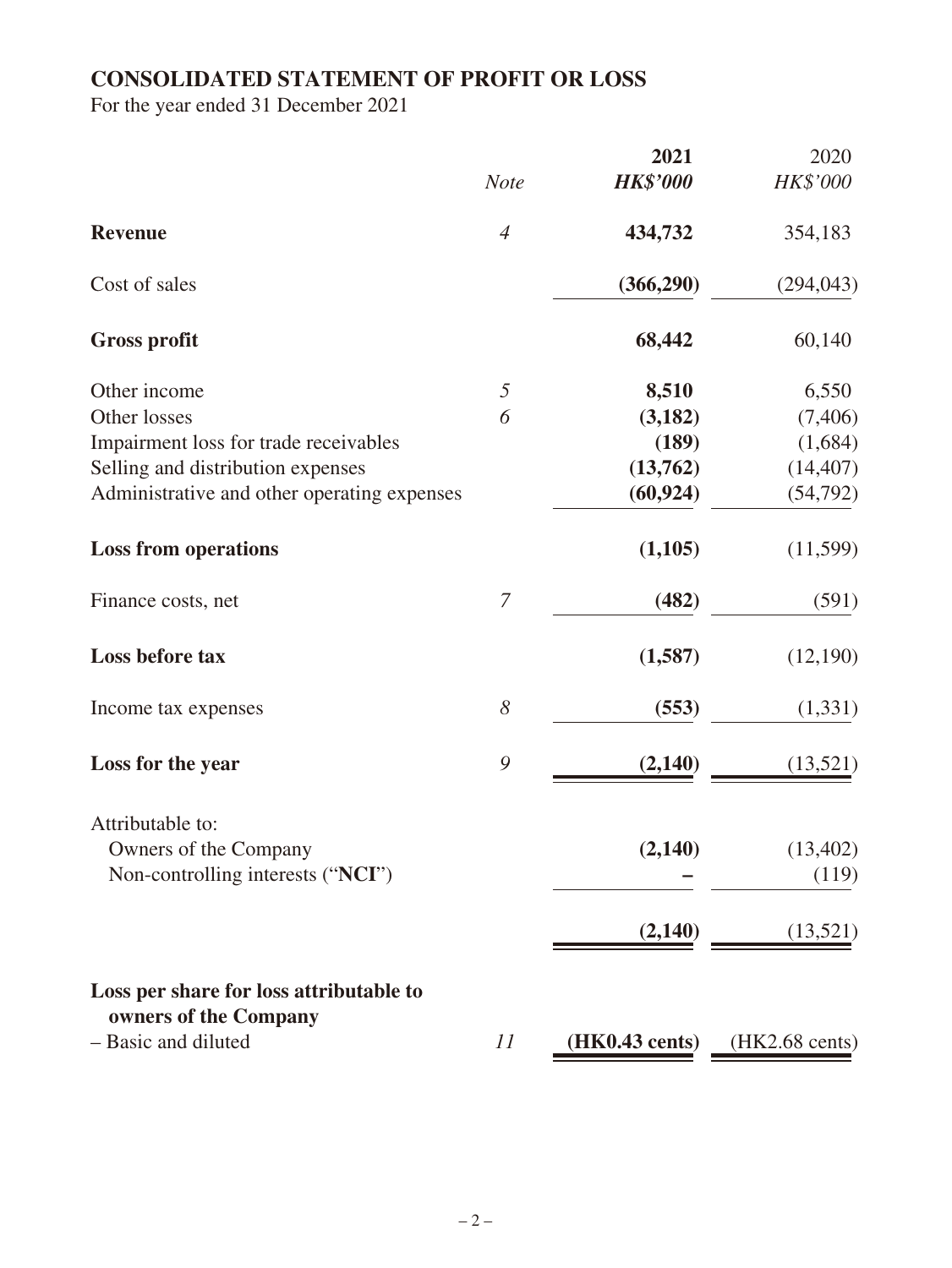# CONSOLIDATED STATEMENT OF PROFIT OR LOSS

For the year ended 31 December 2021

| | *Note* | **2021** *HK$'000* | 2020 *HK$'000* |
|---|---|---|---|
| **Revenue** | *4* | **434,732** | 354,183 |
| Cost of sales | | **(366,290)** | (294,043) |
| **Gross profit** | | **68,442** | 60,140 |
| Other income | *5* | **8,510** | 6,550 |
| Other losses | *6* | **(3,182)** | (7,406) |
| Impairment loss for trade receivables | | **(189)** | (1,684) |
| Selling and distribution expenses | | **(13,762)** | (14,407) |
| Administrative and other operating expenses | | **(60,924)** | (54,792) |
| **Loss from operations** | | **(1,105)** | (11,599) |
| Finance costs, net | *7* | **(482)** | (591) |
| **Loss before tax** | | **(1,587)** | (12,190) |
| Income tax expenses | *8* | **(553)** | (1,331) |
| **Loss for the year** | *9* | **(2,140)** | (13,521) |
| Attributable to: | | | |
| Owners of the Company | | **(2,140)** | (13,402) |
| Non-controlling interests ("**NCI**") | | **–** | (119) |
| | | **(2,140)** | (13,521) |
| **Loss per share for loss attributable to owners of the Company** | | | |
| – Basic and diluted | *11* | **(HK0.43 cents)** | (HK2.68 cents) |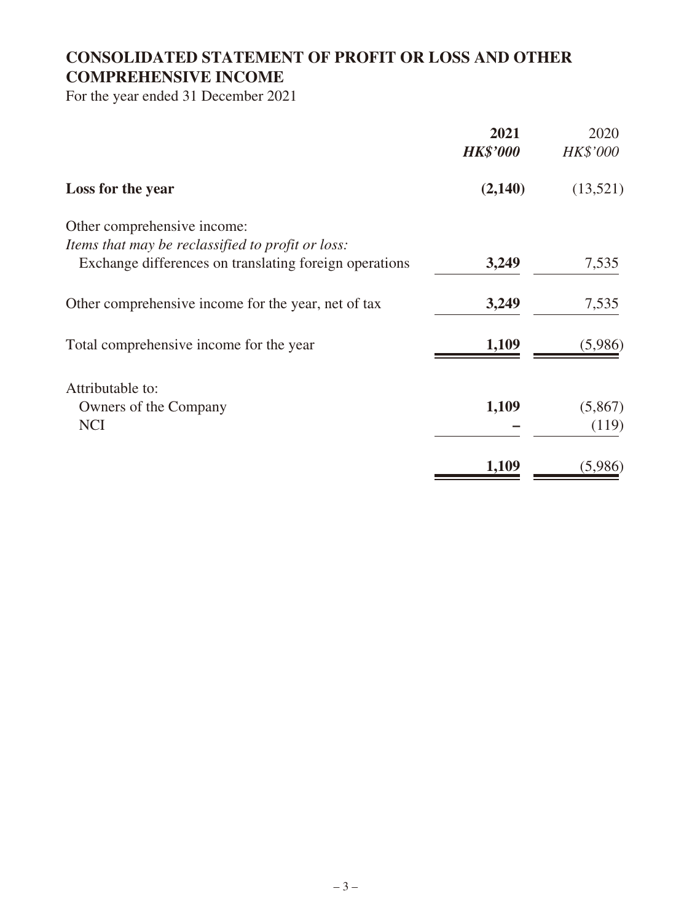# CONSOLIDATED STATEMENT OF PROFIT OR LOSS AND OTHER COMPREHENSIVE INCOME

For the year ended 31 December 2021

| | **2021** | 2020 |
|---|---|---|
| | ***HK$'000*** | *HK$'000* |
| **Loss for the year** | **(2,140)** | (13,521) |
| Other comprehensive income: | | |
| *Items that may be reclassified to profit or loss:* | | |
| Exchange differences on translating foreign operations | **3,249** | 7,535 |
| Other comprehensive income for the year, net of tax | **3,249** | 7,535 |
| Total comprehensive income for the year | **1,109** | (5,986) |
| Attributable to: | | |
| Owners of the Company | **1,109** | (5,867) |
| NCI | **–** | (119) |
| | **1,109** | (5,986) |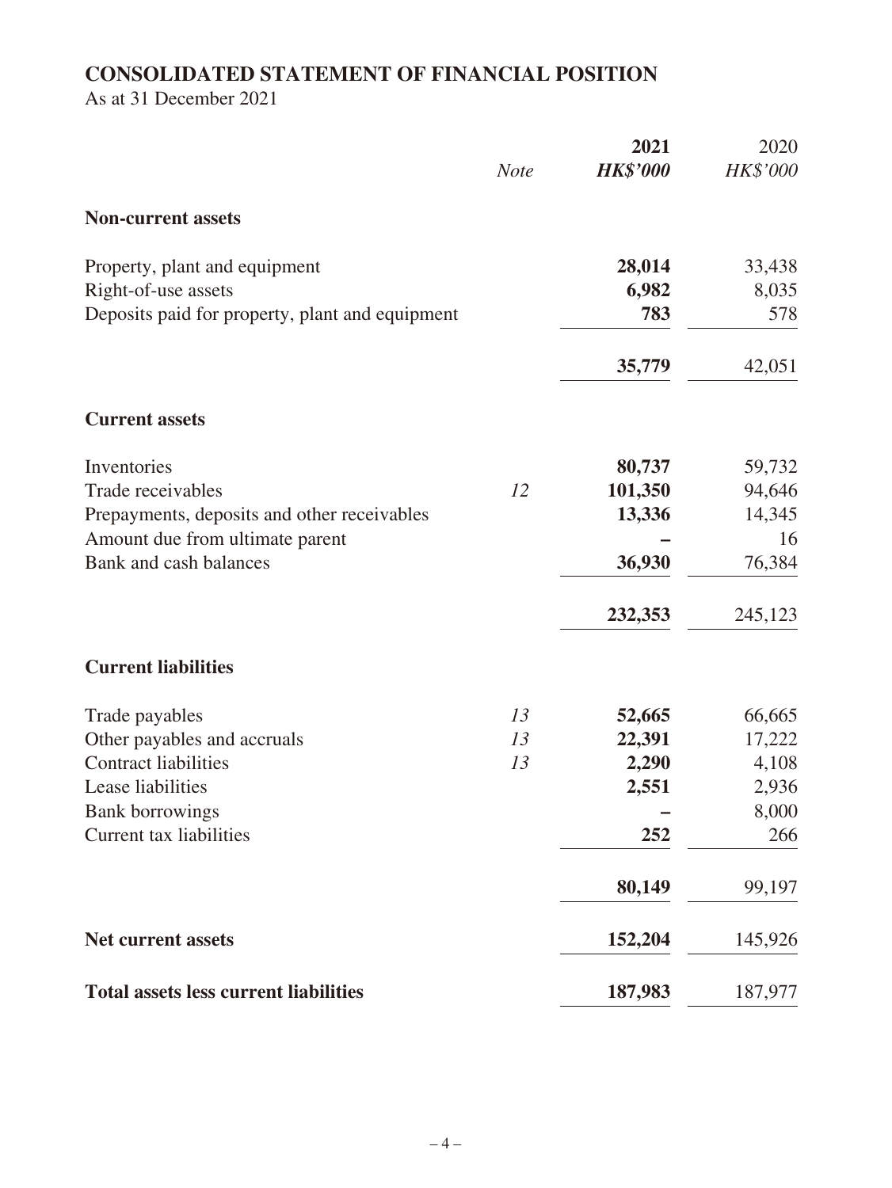## CONSOLIDATED STATEMENT OF FINANCIAL POSITION

As at 31 December 2021

| | *Note* | **2021** | 2020 |
|---|---|---|---|
| | | ***HK$'000*** | *HK$'000* |
| **Non-current assets** | | | |
| Property, plant and equipment | | **28,014** | 33,438 |
| Right-of-use assets | | **6,982** | 8,035 |
| Deposits paid for property, plant and equipment | | **783** | 578 |
| | | **35,779** | 42,051 |
| **Current assets** | | | |
| Inventories | | **80,737** | 59,732 |
| Trade receivables | *12* | **101,350** | 94,646 |
| Prepayments, deposits and other receivables | | **13,336** | 14,345 |
| Amount due from ultimate parent | | **–** | 16 |
| Bank and cash balances | | **36,930** | 76,384 |
| | | **232,353** | 245,123 |
| **Current liabilities** | | | |
| Trade payables | *13* | **52,665** | 66,665 |
| Other payables and accruals | *13* | **22,391** | 17,222 |
| Contract liabilities | *13* | **2,290** | 4,108 |
| Lease liabilities | | **2,551** | 2,936 |
| Bank borrowings | | **–** | 8,000 |
| Current tax liabilities | | **252** | 266 |
| | | **80,149** | 99,197 |
| **Net current assets** | | **152,204** | 145,926 |
| **Total assets less current liabilities** | | **187,983** | 187,977 |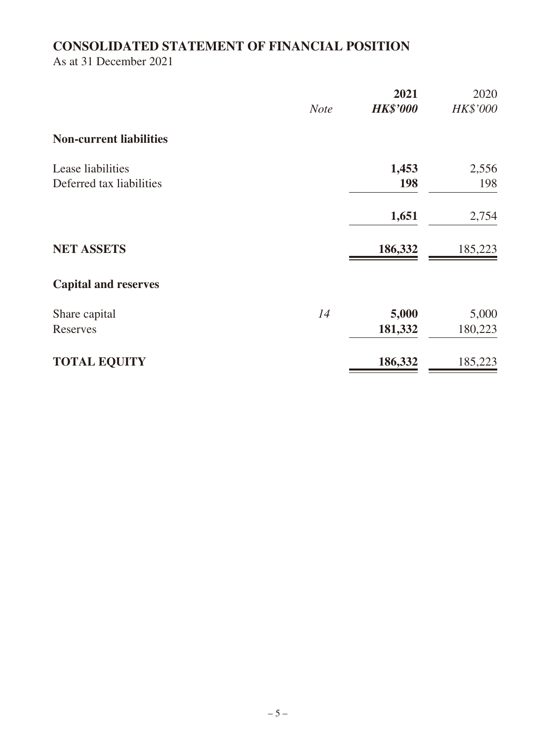## CONSOLIDATED STATEMENT OF FINANCIAL POSITION

As at 31 December 2021

| | *Note* | **2021** **_HK$'000_** | 2020 *HK$'000* |
|---|---|---|---|
| **Non-current liabilities** | | | |
| Lease liabilities | | **1,453** | 2,556 |
| Deferred tax liabilities | | **198** | 198 |
| | | **1,651** | 2,754 |
| **NET ASSETS** | | **186,332** | 185,223 |
| **Capital and reserves** | | | |
| Share capital | *14* | **5,000** | 5,000 |
| Reserves | | **181,332** | 180,223 |
| **TOTAL EQUITY** | | **186,332** | 185,223 |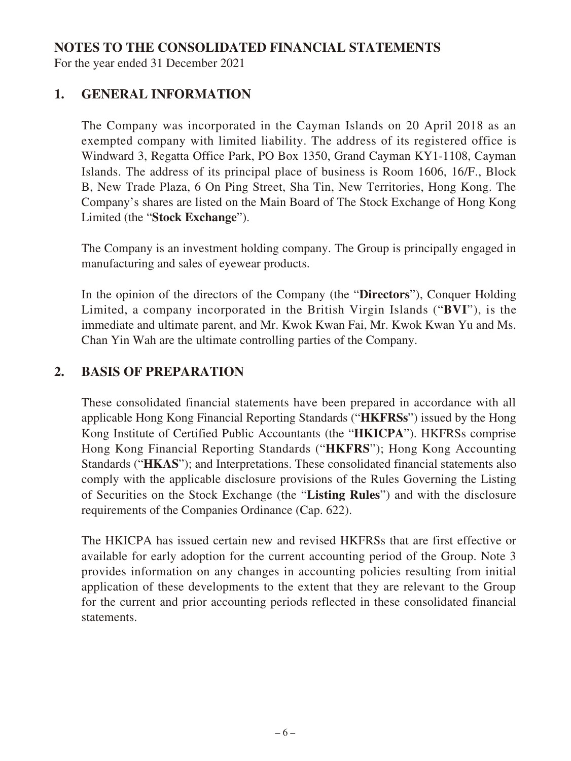# NOTES TO THE CONSOLIDATED FINANCIAL STATEMENTS

For the year ended 31 December 2021

## 1. GENERAL INFORMATION

The Company was incorporated in the Cayman Islands on 20 April 2018 as an exempted company with limited liability. The address of its registered office is Windward 3, Regatta Office Park, PO Box 1350, Grand Cayman KY1-1108, Cayman Islands. The address of its principal place of business is Room 1606, 16/F., Block B, New Trade Plaza, 6 On Ping Street, Sha Tin, New Territories, Hong Kong. The Company's shares are listed on the Main Board of The Stock Exchange of Hong Kong Limited (the "**Stock Exchange**").

The Company is an investment holding company. The Group is principally engaged in manufacturing and sales of eyewear products.

In the opinion of the directors of the Company (the "**Directors**"), Conquer Holding Limited, a company incorporated in the British Virgin Islands ("**BVI**"), is the immediate and ultimate parent, and Mr. Kwok Kwan Fai, Mr. Kwok Kwan Yu and Ms. Chan Yin Wah are the ultimate controlling parties of the Company.

## 2. BASIS OF PREPARATION

These consolidated financial statements have been prepared in accordance with all applicable Hong Kong Financial Reporting Standards ("**HKFRSs**") issued by the Hong Kong Institute of Certified Public Accountants (the "**HKICPA**"). HKFRSs comprise Hong Kong Financial Reporting Standards ("**HKFRS**"); Hong Kong Accounting Standards ("**HKAS**"); and Interpretations. These consolidated financial statements also comply with the applicable disclosure provisions of the Rules Governing the Listing of Securities on the Stock Exchange (the "**Listing Rules**") and with the disclosure requirements of the Companies Ordinance (Cap. 622).

The HKICPA has issued certain new and revised HKFRSs that are first effective or available for early adoption for the current accounting period of the Group. Note 3 provides information on any changes in accounting policies resulting from initial application of these developments to the extent that they are relevant to the Group for the current and prior accounting periods reflected in these consolidated financial statements.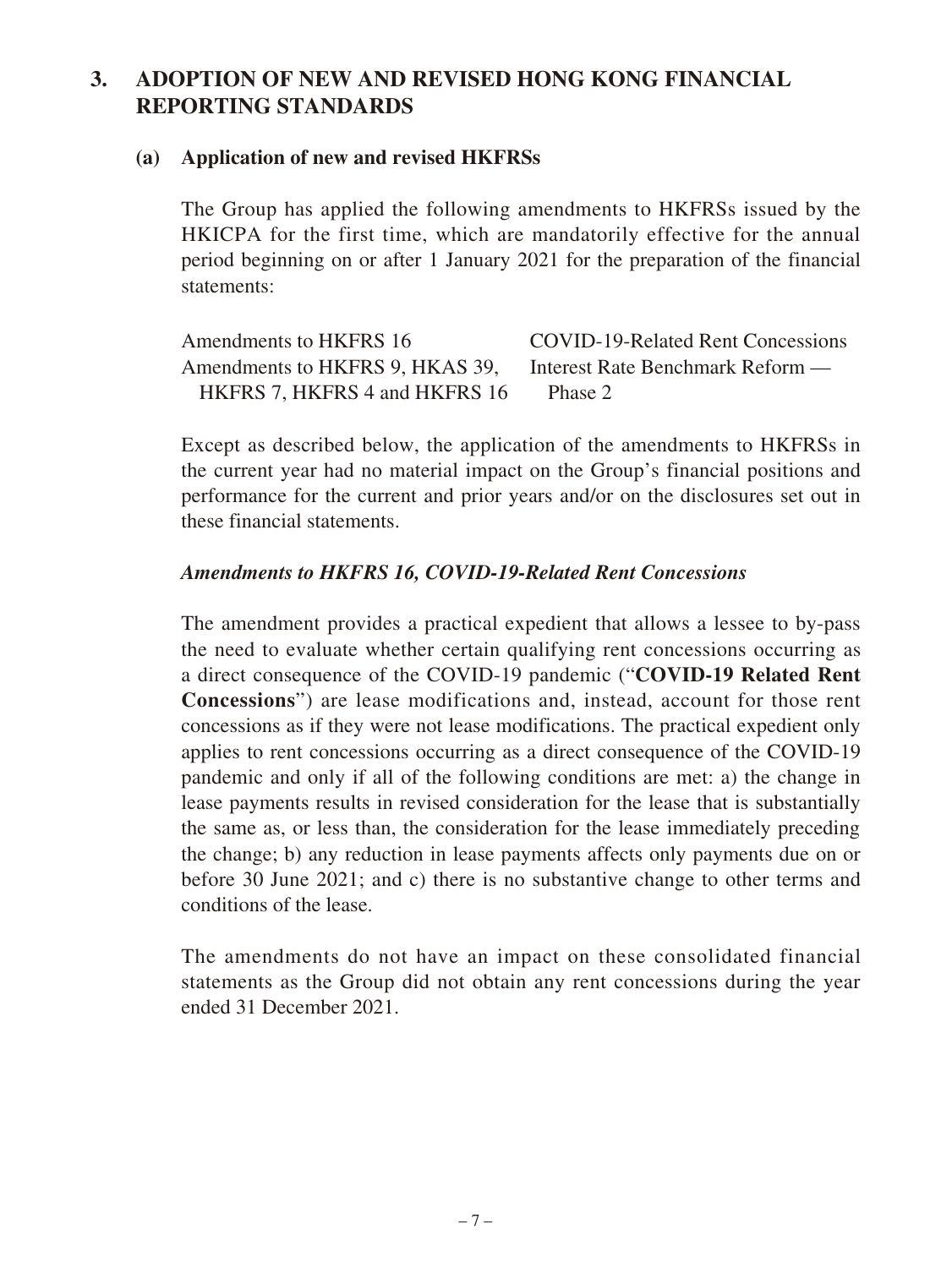## 3. ADOPTION OF NEW AND REVISED HONG KONG FINANCIAL REPORTING STANDARDS

### (a) Application of new and revised HKFRSs

The Group has applied the following amendments to HKFRSs issued by the HKICPA for the first time, which are mandatorily effective for the annual period beginning on or after 1 January 2021 for the preparation of the financial statements:

| | |
|---|---|
| Amendments to HKFRS 16 | COVID-19-Related Rent Concessions |
| Amendments to HKFRS 9, HKAS 39, HKFRS 7, HKFRS 4 and HKFRS 16 | Interest Rate Benchmark Reform — Phase 2 |

Except as described below, the application of the amendments to HKFRSs in the current year had no material impact on the Group's financial positions and performance for the current and prior years and/or on the disclosures set out in these financial statements.

***Amendments to HKFRS 16, COVID-19-Related Rent Concessions***

The amendment provides a practical expedient that allows a lessee to by-pass the need to evaluate whether certain qualifying rent concessions occurring as a direct consequence of the COVID-19 pandemic ("**COVID-19 Related Rent Concessions**") are lease modifications and, instead, account for those rent concessions as if they were not lease modifications. The practical expedient only applies to rent concessions occurring as a direct consequence of the COVID-19 pandemic and only if all of the following conditions are met: a) the change in lease payments results in revised consideration for the lease that is substantially the same as, or less than, the consideration for the lease immediately preceding the change; b) any reduction in lease payments affects only payments due on or before 30 June 2021; and c) there is no substantive change to other terms and conditions of the lease.

The amendments do not have an impact on these consolidated financial statements as the Group did not obtain any rent concessions during the year ended 31 December 2021.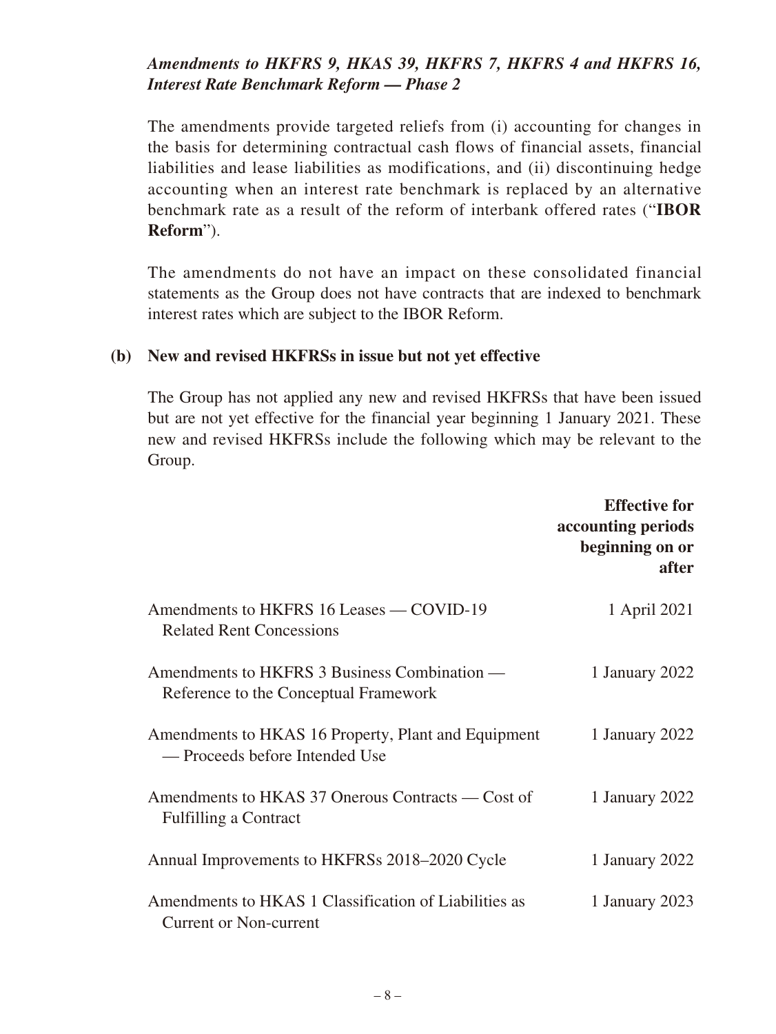***Amendments to HKFRS 9, HKAS 39, HKFRS 7, HKFRS 4 and HKFRS 16, Interest Rate Benchmark Reform — Phase 2***

The amendments provide targeted reliefs from (i) accounting for changes in the basis for determining contractual cash flows of financial assets, financial liabilities and lease liabilities as modifications, and (ii) discontinuing hedge accounting when an interest rate benchmark is replaced by an alternative benchmark rate as a result of the reform of interbank offered rates ("**IBOR Reform**").

The amendments do not have an impact on these consolidated financial statements as the Group does not have contracts that are indexed to benchmark interest rates which are subject to the IBOR Reform.

**(b) New and revised HKFRSs in issue but not yet effective**

The Group has not applied any new and revised HKFRSs that have been issued but are not yet effective for the financial year beginning 1 January 2021. These new and revised HKFRSs include the following which may be relevant to the Group.

| | **Effective for accounting periods beginning on or after** |
|---|---|
| Amendments to HKFRS 16 Leases — COVID-19 Related Rent Concessions | 1 April 2021 |
| Amendments to HKFRS 3 Business Combination — Reference to the Conceptual Framework | 1 January 2022 |
| Amendments to HKAS 16 Property, Plant and Equipment — Proceeds before Intended Use | 1 January 2022 |
| Amendments to HKAS 37 Onerous Contracts — Cost of Fulfilling a Contract | 1 January 2022 |
| Annual Improvements to HKFRSs 2018–2020 Cycle | 1 January 2022 |
| Amendments to HKAS 1 Classification of Liabilities as Current or Non-current | 1 January 2023 |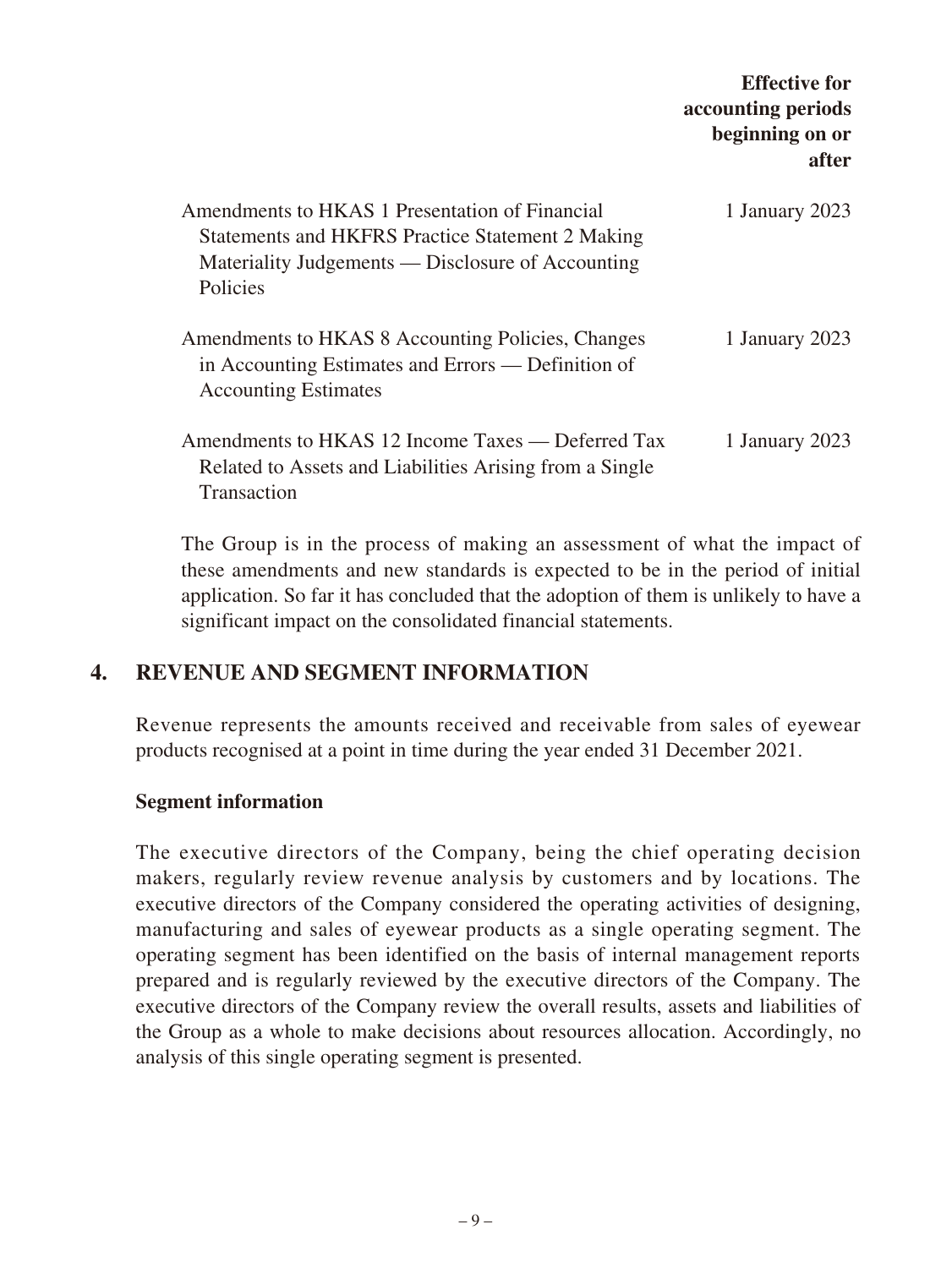| | Effective for accounting periods beginning on or after |
|---|---|
| Amendments to HKAS 1 Presentation of Financial Statements and HKFRS Practice Statement 2 Making Materiality Judgements — Disclosure of Accounting Policies | 1 January 2023 |
| Amendments to HKAS 8 Accounting Policies, Changes in Accounting Estimates and Errors — Definition of Accounting Estimates | 1 January 2023 |
| Amendments to HKAS 12 Income Taxes — Deferred Tax Related to Assets and Liabilities Arising from a Single Transaction | 1 January 2023 |

The Group is in the process of making an assessment of what the impact of these amendments and new standards is expected to be in the period of initial application. So far it has concluded that the adoption of them is unlikely to have a significant impact on the consolidated financial statements.

## 4. REVENUE AND SEGMENT INFORMATION

Revenue represents the amounts received and receivable from sales of eyewear products recognised at a point in time during the year ended 31 December 2021.

**Segment information**

The executive directors of the Company, being the chief operating decision makers, regularly review revenue analysis by customers and by locations. The executive directors of the Company considered the operating activities of designing, manufacturing and sales of eyewear products as a single operating segment. The operating segment has been identified on the basis of internal management reports prepared and is regularly reviewed by the executive directors of the Company. The executive directors of the Company review the overall results, assets and liabilities of the Group as a whole to make decisions about resources allocation. Accordingly, no analysis of this single operating segment is presented.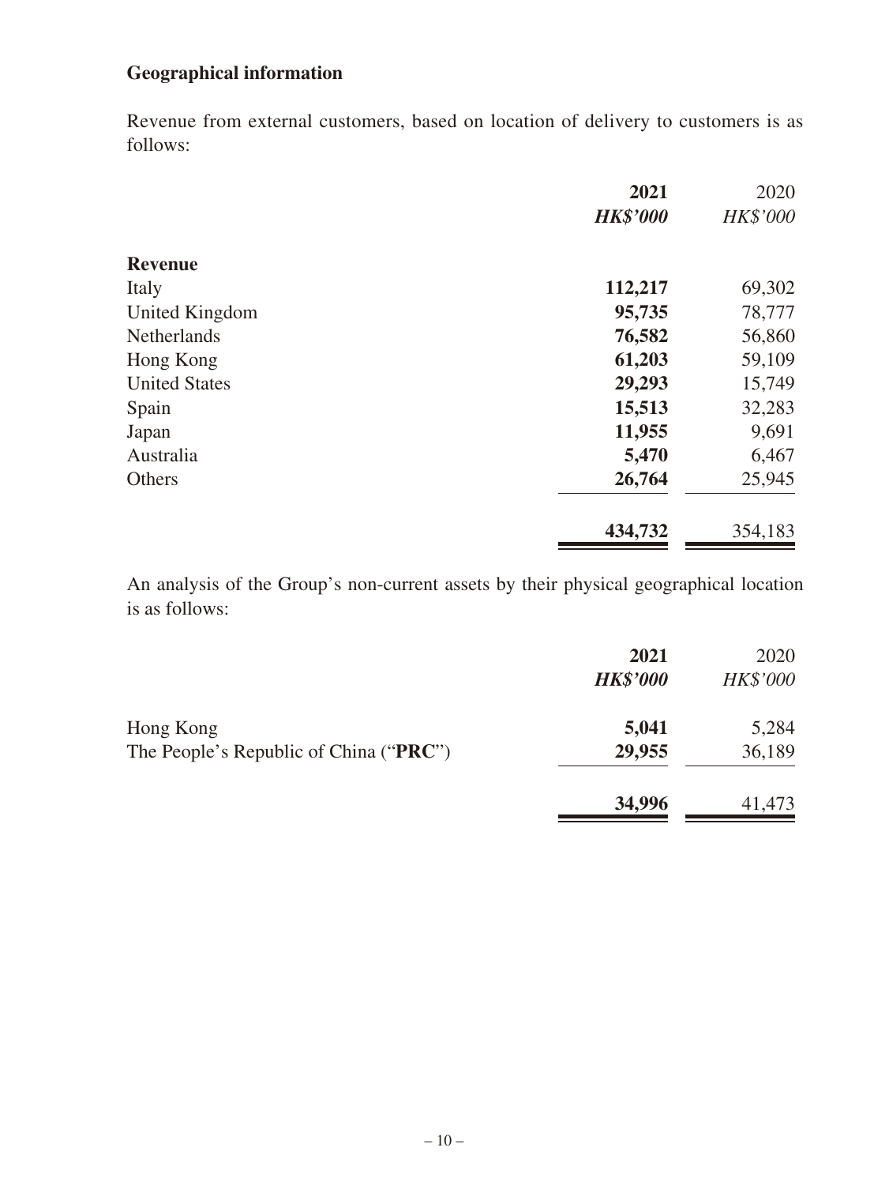**Geographical information**

Revenue from external customers, based on location of delivery to customers is as follows:

| | 2021 | 2020 |
|---|---|---|
| | ***HK$'000*** | *HK$'000* |
| **Revenue** | | |
| Italy | **112,217** | 69,302 |
| United Kingdom | **95,735** | 78,777 |
| Netherlands | **76,582** | 56,860 |
| Hong Kong | **61,203** | 59,109 |
| United States | **29,293** | 15,749 |
| Spain | **15,513** | 32,283 |
| Japan | **11,955** | 9,691 |
| Australia | **5,470** | 6,467 |
| Others | **26,764** | 25,945 |
| | **434,732** | 354,183 |

An analysis of the Group's non-current assets by their physical geographical location is as follows:

| | 2021 | 2020 |
|---|---|---|
| | ***HK$'000*** | *HK$'000* |
| Hong Kong | **5,041** | 5,284 |
| The People's Republic of China ("**PRC**") | **29,955** | 36,189 |
| | **34,996** | 41,473 |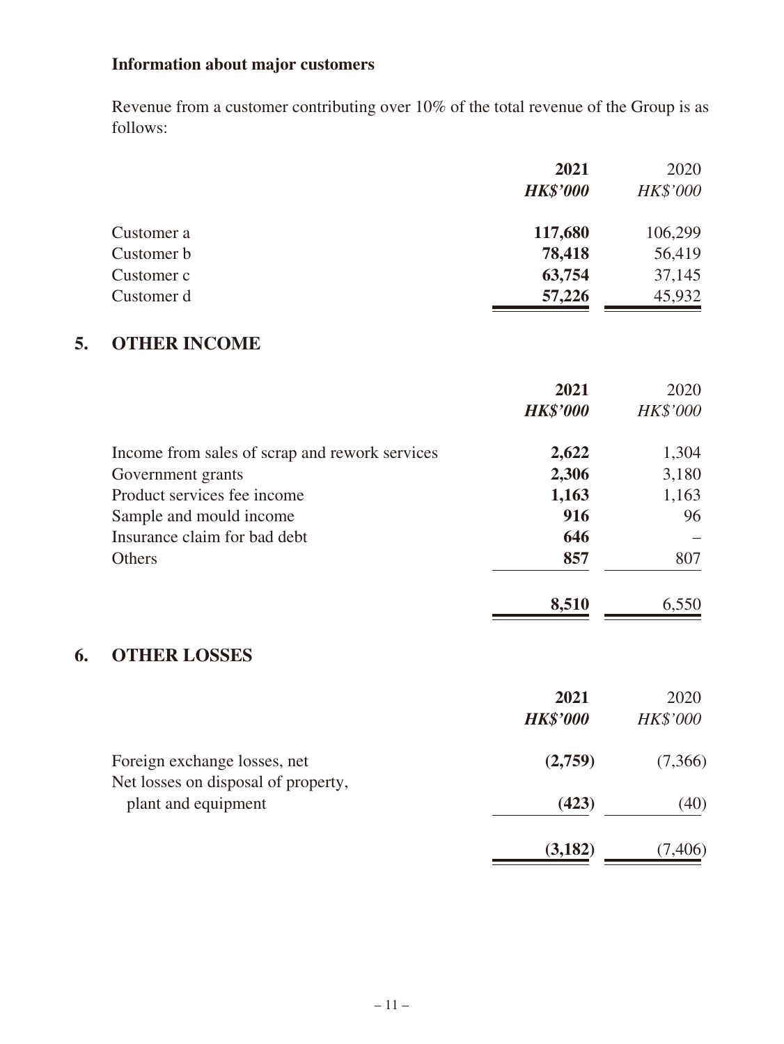**Information about major customers**

Revenue from a customer contributing over 10% of the total revenue of the Group is as follows:

| | **2021** | 2020 |
|---|---|---|
| | ***HK$'000*** | *HK$'000* |
| Customer a | **117,680** | 106,299 |
| Customer b | **78,418** | 56,419 |
| Customer c | **63,754** | 37,145 |
| Customer d | **57,226** | 45,932 |

## 5. OTHER INCOME

| | **2021** | 2020 |
|---|---|---|
| | ***HK$'000*** | *HK$'000* |
| Income from sales of scrap and rework services | **2,622** | 1,304 |
| Government grants | **2,306** | 3,180 |
| Product services fee income | **1,163** | 1,163 |
| Sample and mould income | **916** | 96 |
| Insurance claim for bad debt | **646** | – |
| Others | **857** | 807 |
| | **8,510** | 6,550 |

## 6. OTHER LOSSES

| | **2021** | 2020 |
|---|---|---|
| | ***HK$'000*** | *HK$'000* |
| Foreign exchange losses, net | **(2,759)** | (7,366) |
| Net losses on disposal of property, plant and equipment | **(423)** | (40) |
| | **(3,182)** | (7,406) |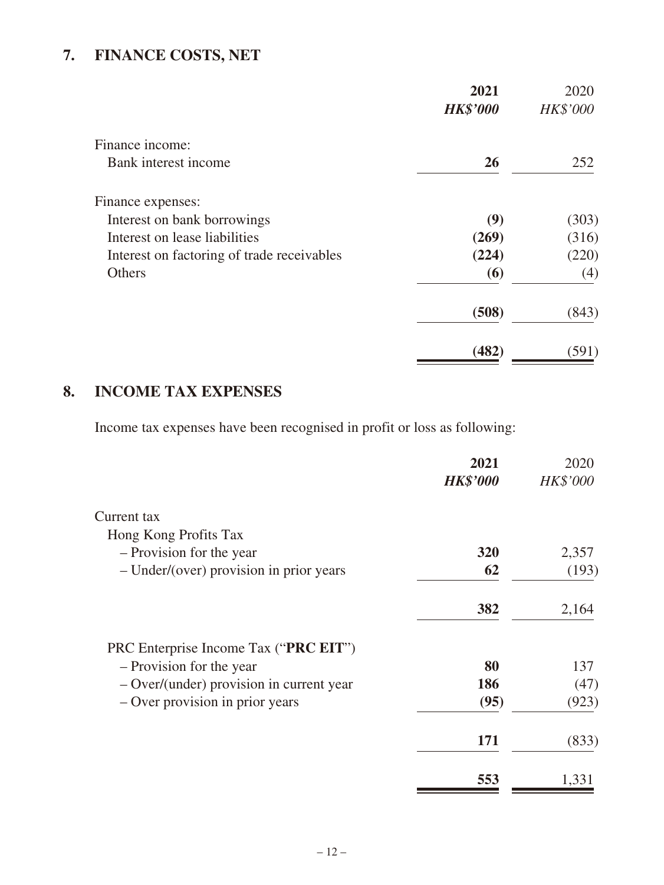## 7. FINANCE COSTS, NET

| | **2021** | 2020 |
|---|---|---|
| | ***HK$'000*** | *HK$'000* |
| Finance income: | | |
| Bank interest income | **26** | 252 |
| Finance expenses: | | |
| Interest on bank borrowings | **(9)** | (303) |
| Interest on lease liabilities | **(269)** | (316) |
| Interest on factoring of trade receivables | **(224)** | (220) |
| Others | **(6)** | (4) |
| | **(508)** | (843) |
| | **(482)** | (591) |

## 8. INCOME TAX EXPENSES

Income tax expenses have been recognised in profit or loss as following:

| | **2021** | 2020 |
|---|---|---|
| | ***HK$'000*** | *HK$'000* |
| Current tax | | |
| Hong Kong Profits Tax | | |
| – Provision for the year | **320** | 2,357 |
| – Under/(over) provision in prior years | **62** | (193) |
| | **382** | 2,164 |
| PRC Enterprise Income Tax ("**PRC EIT**") | | |
| – Provision for the year | **80** | 137 |
| – Over/(under) provision in current year | **186** | (47) |
| – Over provision in prior years | **(95)** | (923) |
| | **171** | (833) |
| | **553** | 1,331 |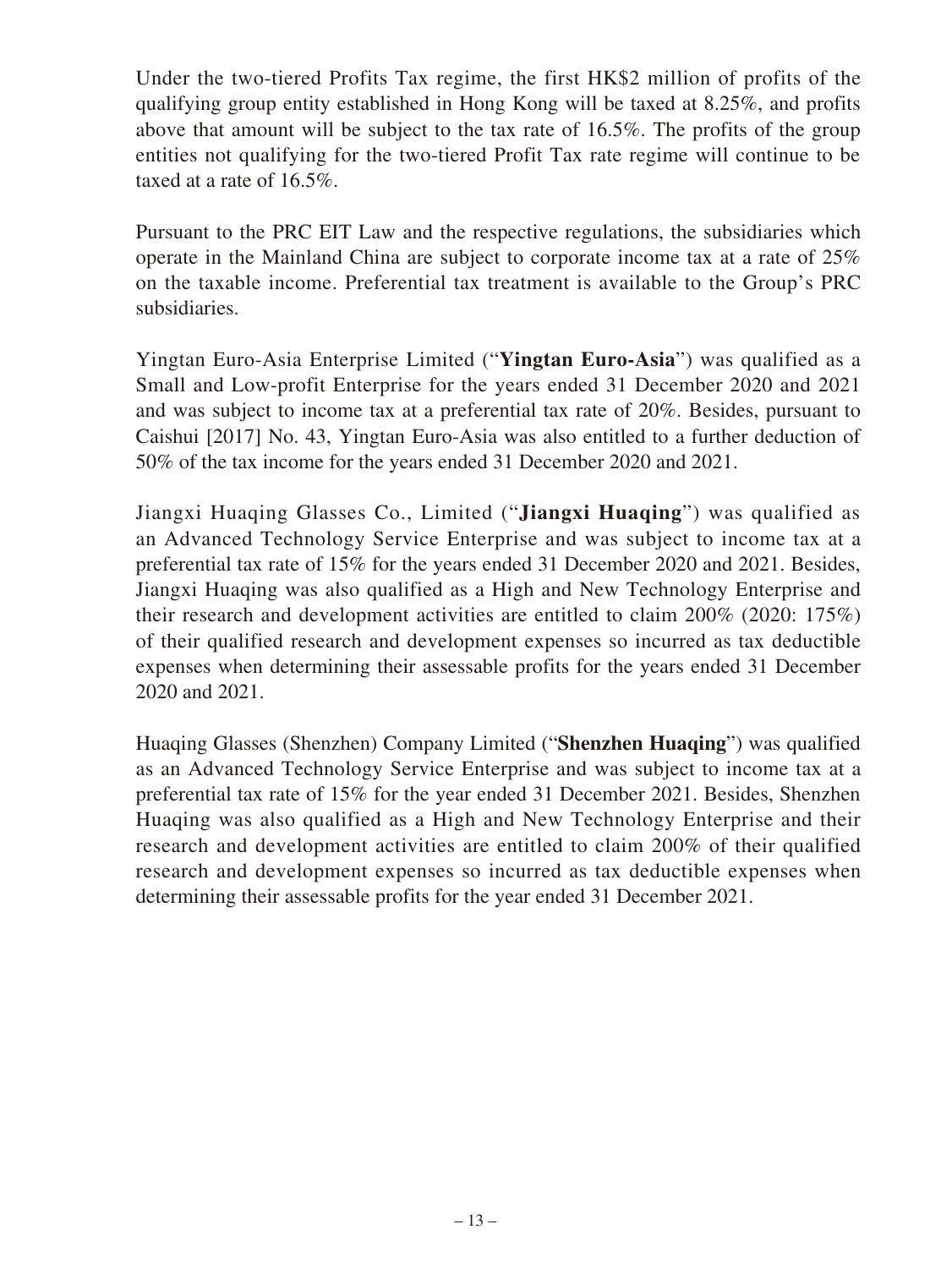Under the two-tiered Profits Tax regime, the first HK$2 million of profits of the qualifying group entity established in Hong Kong will be taxed at 8.25%, and profits above that amount will be subject to the tax rate of 16.5%. The profits of the group entities not qualifying for the two-tiered Profit Tax rate regime will continue to be taxed at a rate of 16.5%.

Pursuant to the PRC EIT Law and the respective regulations, the subsidiaries which operate in the Mainland China are subject to corporate income tax at a rate of 25% on the taxable income. Preferential tax treatment is available to the Group's PRC subsidiaries.

Yingtan Euro-Asia Enterprise Limited ("**Yingtan Euro-Asia**") was qualified as a Small and Low-profit Enterprise for the years ended 31 December 2020 and 2021 and was subject to income tax at a preferential tax rate of 20%. Besides, pursuant to Caishui [2017] No. 43, Yingtan Euro-Asia was also entitled to a further deduction of 50% of the tax income for the years ended 31 December 2020 and 2021.

Jiangxi Huaqing Glasses Co., Limited ("**Jiangxi Huaqing**") was qualified as an Advanced Technology Service Enterprise and was subject to income tax at a preferential tax rate of 15% for the years ended 31 December 2020 and 2021. Besides, Jiangxi Huaqing was also qualified as a High and New Technology Enterprise and their research and development activities are entitled to claim 200% (2020: 175%) of their qualified research and development expenses so incurred as tax deductible expenses when determining their assessable profits for the years ended 31 December 2020 and 2021.

Huaqing Glasses (Shenzhen) Company Limited ("**Shenzhen Huaqing**") was qualified as an Advanced Technology Service Enterprise and was subject to income tax at a preferential tax rate of 15% for the year ended 31 December 2021. Besides, Shenzhen Huaqing was also qualified as a High and New Technology Enterprise and their research and development activities are entitled to claim 200% of their qualified research and development expenses so incurred as tax deductible expenses when determining their assessable profits for the year ended 31 December 2021.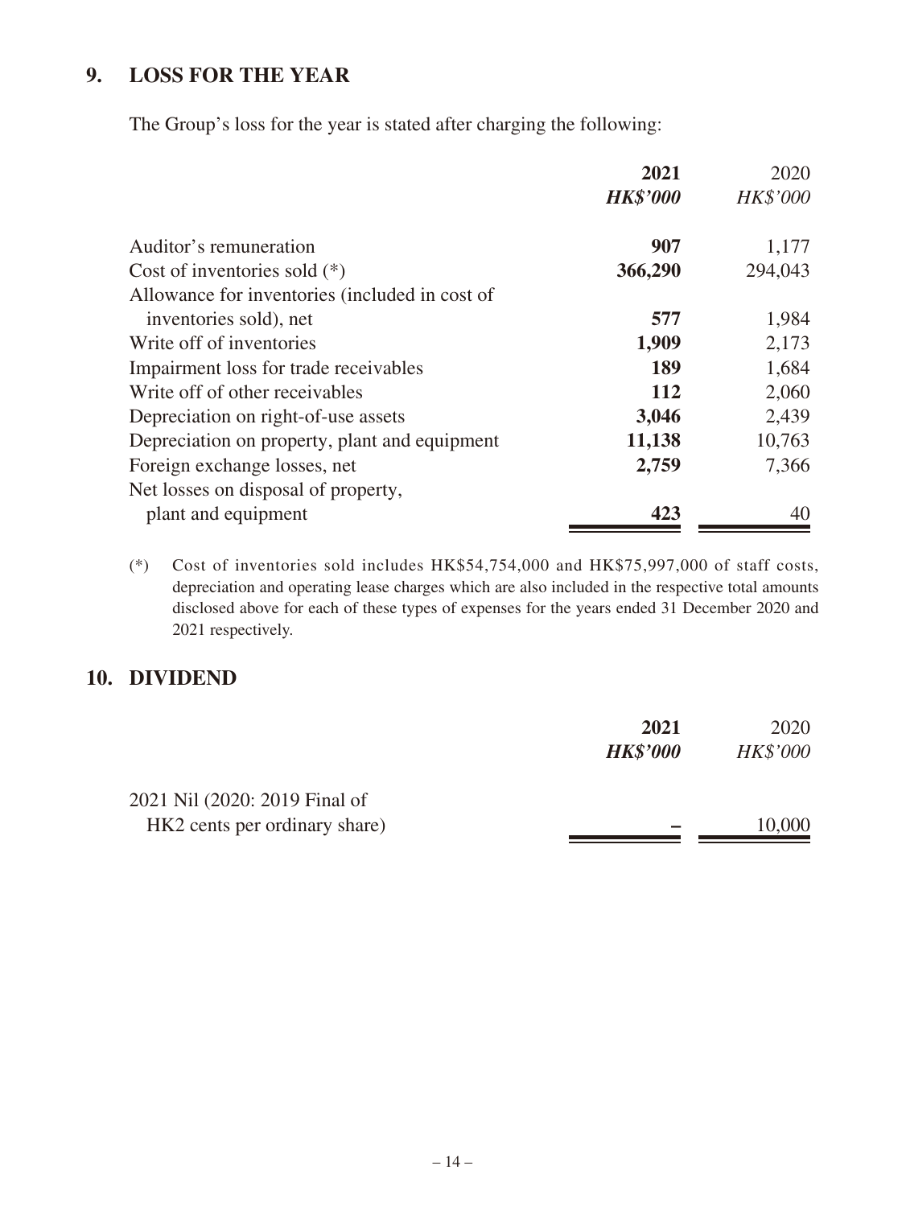## 9. LOSS FOR THE YEAR

The Group's loss for the year is stated after charging the following:

| | **2021** | 2020 |
|---|---|---|
| | ***HK$'000*** | *HK$'000* |
| Auditor's remuneration | **907** | 1,177 |
| Cost of inventories sold (*) | **366,290** | 294,043 |
| Allowance for inventories (included in cost of inventories sold), net | **577** | 1,984 |
| Write off of inventories | **1,909** | 2,173 |
| Impairment loss for trade receivables | **189** | 1,684 |
| Write off of other receivables | **112** | 2,060 |
| Depreciation on right-of-use assets | **3,046** | 2,439 |
| Depreciation on property, plant and equipment | **11,138** | 10,763 |
| Foreign exchange losses, net | **2,759** | 7,366 |
| Net losses on disposal of property, plant and equipment | **423** | 40 |

(*) Cost of inventories sold includes HK$54,754,000 and HK$75,997,000 of staff costs, depreciation and operating lease charges which are also included in the respective total amounts disclosed above for each of these types of expenses for the years ended 31 December 2020 and 2021 respectively.

## 10. DIVIDEND

| | **2021** | 2020 |
|---|---|---|
| | ***HK$'000*** | *HK$'000* |
| 2021 Nil (2020: 2019 Final of HK2 cents per ordinary share) | **–** | 10,000 |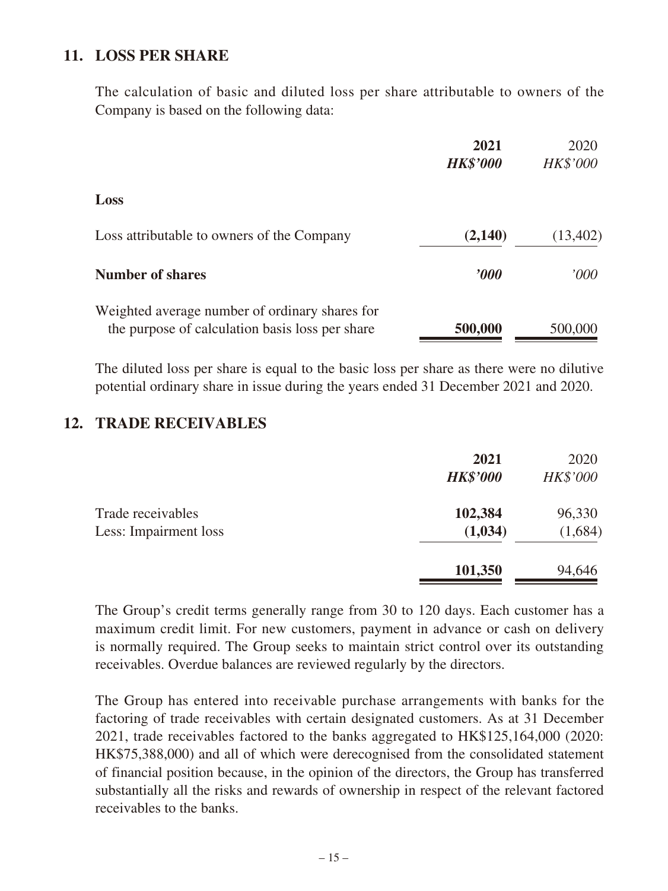## 11. LOSS PER SHARE

The calculation of basic and diluted loss per share attributable to owners of the Company is based on the following data:

| | 2021 | 2020 |
|---|---|---|
| | ***HK$'000*** | *HK$'000* |
| **Loss** | | |
| Loss attributable to owners of the Company | **(2,140)** | (13,402) |
| **Number of shares** | ***'000*** | *'000* |
| Weighted average number of ordinary shares for the purpose of calculation basis loss per share | **500,000** | 500,000 |

The diluted loss per share is equal to the basic loss per share as there were no dilutive potential ordinary share in issue during the years ended 31 December 2021 and 2020.

## 12. TRADE RECEIVABLES

| | 2021 | 2020 |
|---|---|---|
| | ***HK$'000*** | *HK$'000* |
| Trade receivables | **102,384** | 96,330 |
| Less: Impairment loss | **(1,034)** | (1,684) |
| | **101,350** | 94,646 |

The Group's credit terms generally range from 30 to 120 days. Each customer has a maximum credit limit. For new customers, payment in advance or cash on delivery is normally required. The Group seeks to maintain strict control over its outstanding receivables. Overdue balances are reviewed regularly by the directors.

The Group has entered into receivable purchase arrangements with banks for the factoring of trade receivables with certain designated customers. As at 31 December 2021, trade receivables factored to the banks aggregated to HK$125,164,000 (2020: HK$75,388,000) and all of which were derecognised from the consolidated statement of financial position because, in the opinion of the directors, the Group has transferred substantially all the risks and rewards of ownership in respect of the relevant factored receivables to the banks.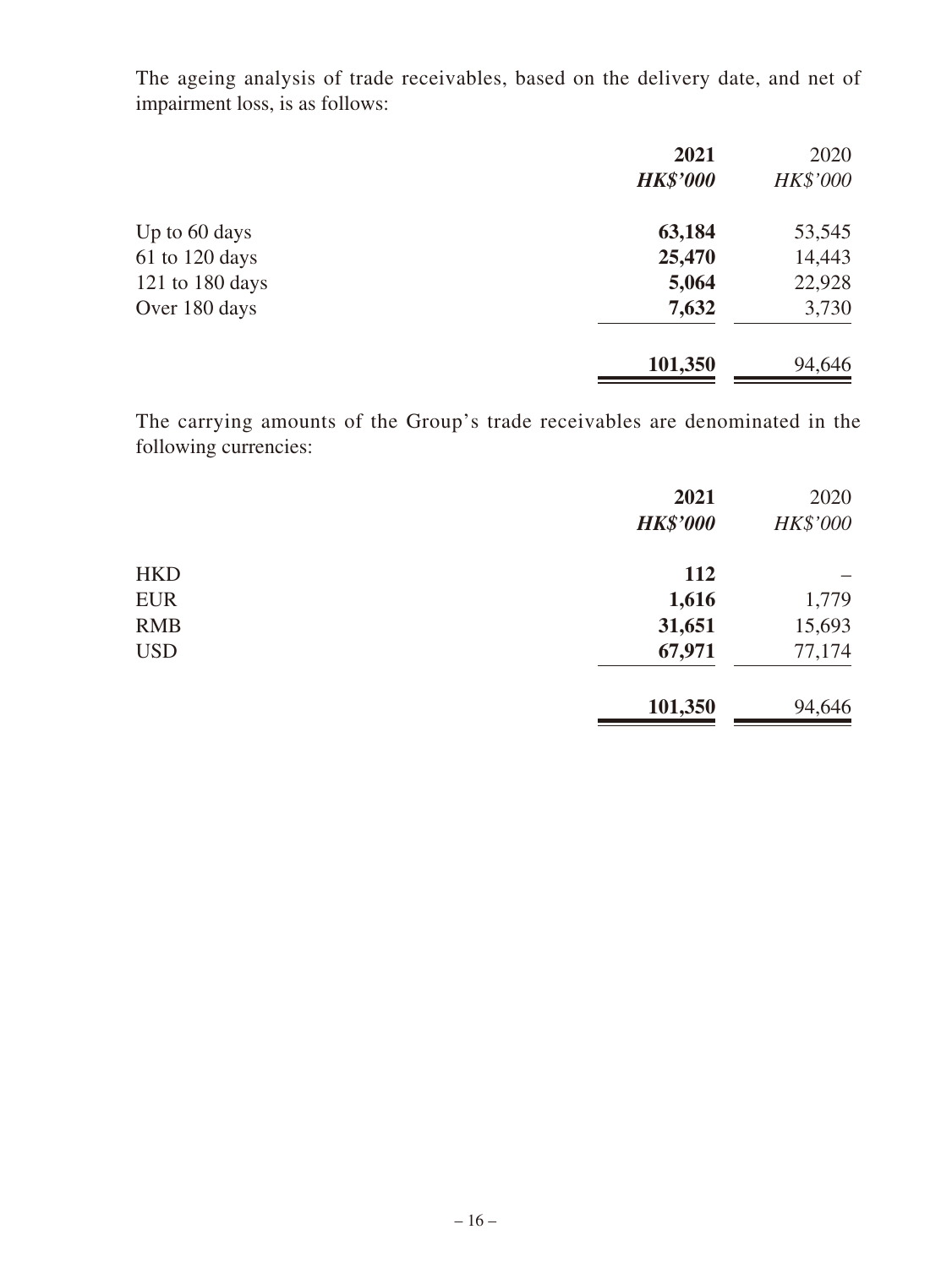The ageing analysis of trade receivables, based on the delivery date, and net of impairment loss, is as follows:

| | **2021** | 2020 |
|---|---|---|
| | ***HK$'000*** | *HK$'000* |
| Up to 60 days | **63,184** | 53,545 |
| 61 to 120 days | **25,470** | 14,443 |
| 121 to 180 days | **5,064** | 22,928 |
| Over 180 days | **7,632** | 3,730 |
| | **101,350** | 94,646 |

The carrying amounts of the Group's trade receivables are denominated in the following currencies:

| | **2021** | 2020 |
|---|---|---|
| | ***HK$'000*** | *HK$'000* |
| HKD | **112** | – |
| EUR | **1,616** | 1,779 |
| RMB | **31,651** | 15,693 |
| USD | **67,971** | 77,174 |
| | **101,350** | 94,646 |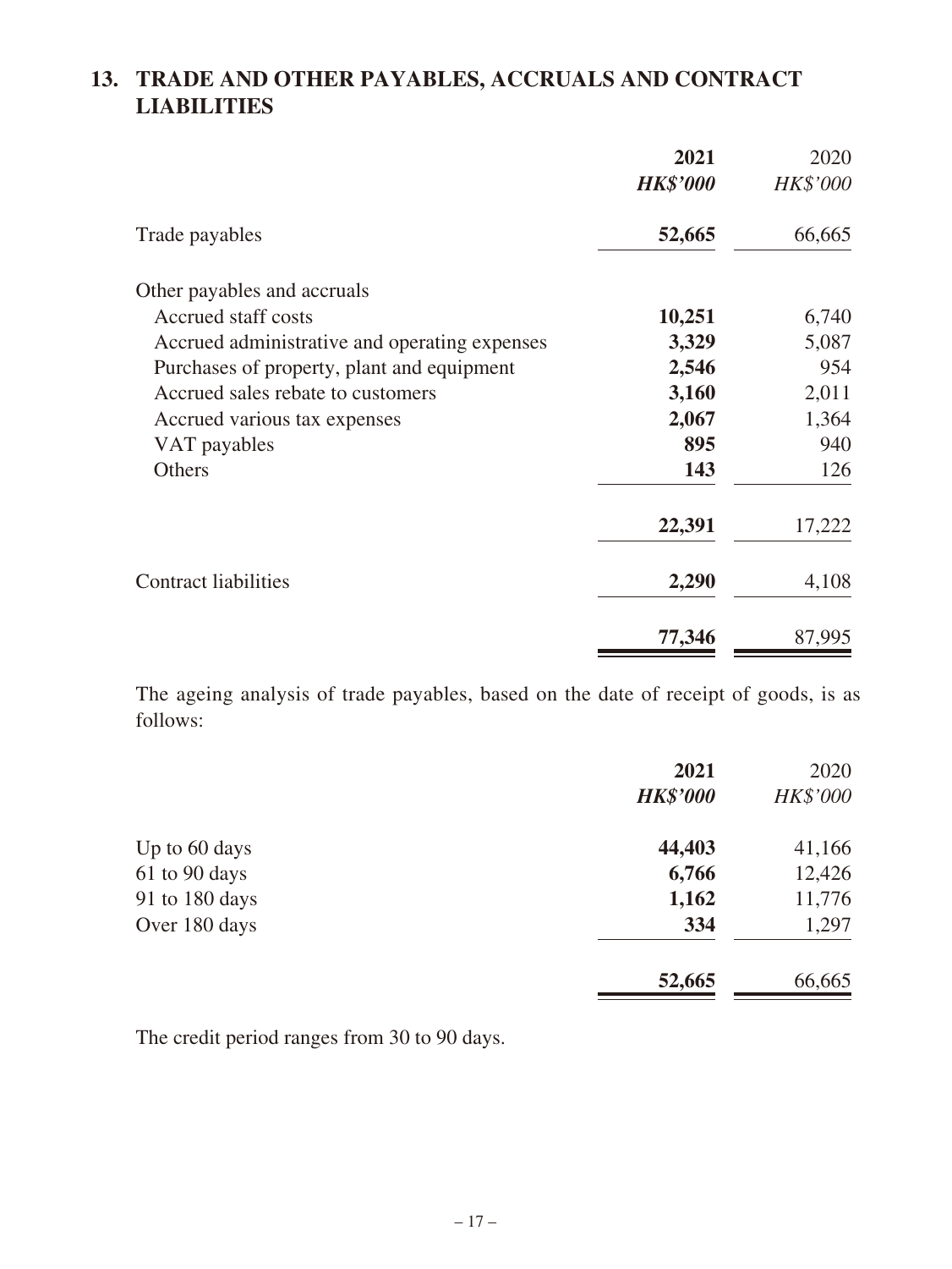## 13. TRADE AND OTHER PAYABLES, ACCRUALS AND CONTRACT LIABILITIES

| | **2021** | 2020 |
|---|---|---|
| | ***HK$'000*** | *HK$'000* |
| Trade payables | **52,665** | 66,665 |
| Other payables and accruals | | |
| Accrued staff costs | **10,251** | 6,740 |
| Accrued administrative and operating expenses | **3,329** | 5,087 |
| Purchases of property, plant and equipment | **2,546** | 954 |
| Accrued sales rebate to customers | **3,160** | 2,011 |
| Accrued various tax expenses | **2,067** | 1,364 |
| VAT payables | **895** | 940 |
| Others | **143** | 126 |
| | **22,391** | 17,222 |
| Contract liabilities | **2,290** | 4,108 |
| | **77,346** | 87,995 |

The ageing analysis of trade payables, based on the date of receipt of goods, is as follows:

| | **2021** | 2020 |
|---|---|---|
| | ***HK$'000*** | *HK$'000* |
| Up to 60 days | **44,403** | 41,166 |
| 61 to 90 days | **6,766** | 12,426 |
| 91 to 180 days | **1,162** | 11,776 |
| Over 180 days | **334** | 1,297 |
| | **52,665** | 66,665 |

The credit period ranges from 30 to 90 days.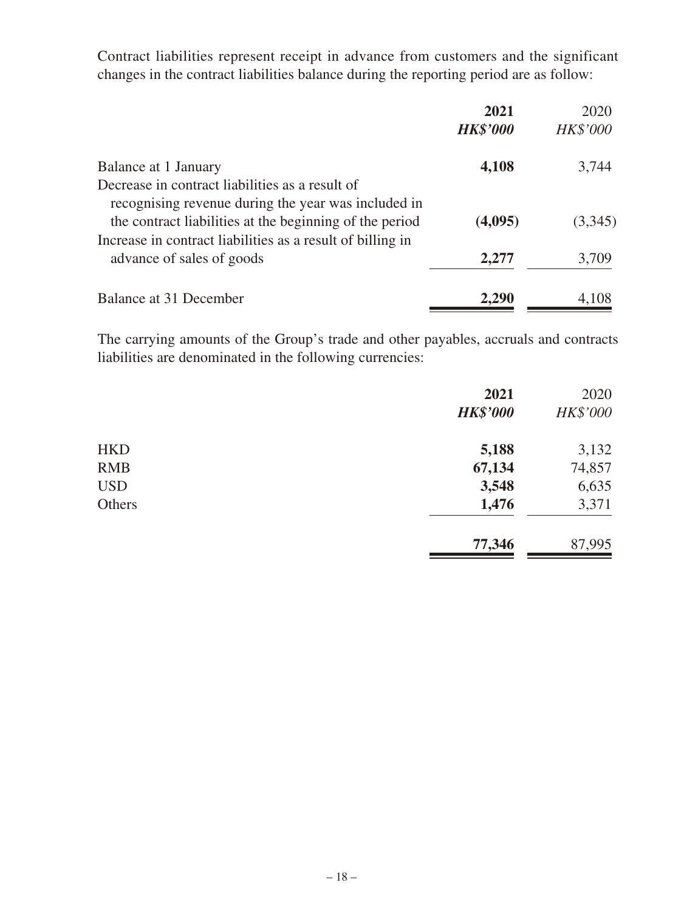Contract liabilities represent receipt in advance from customers and the significant changes in the contract liabilities balance during the reporting period are as follow:

| | 2021 | 2020 |
|---|---|---|
| | *HK$'000* | *HK$'000* |
| Balance at 1 January | **4,108** | 3,744 |
| Decrease in contract liabilities as a result of recognising revenue during the year was included in the contract liabilities at the beginning of the period | **(4,095)** | (3,345) |
| Increase in contract liabilities as a result of billing in advance of sales of goods | **2,277** | 3,709 |
| Balance at 31 December | **2,290** | 4,108 |

The carrying amounts of the Group's trade and other payables, accruals and contracts liabilities are denominated in the following currencies:

| | 2021 | 2020 |
|---|---|---|
| | *HK$'000* | *HK$'000* |
| HKD | **5,188** | 3,132 |
| RMB | **67,134** | 74,857 |
| USD | **3,548** | 6,635 |
| Others | **1,476** | 3,371 |
| | **77,346** | 87,995 |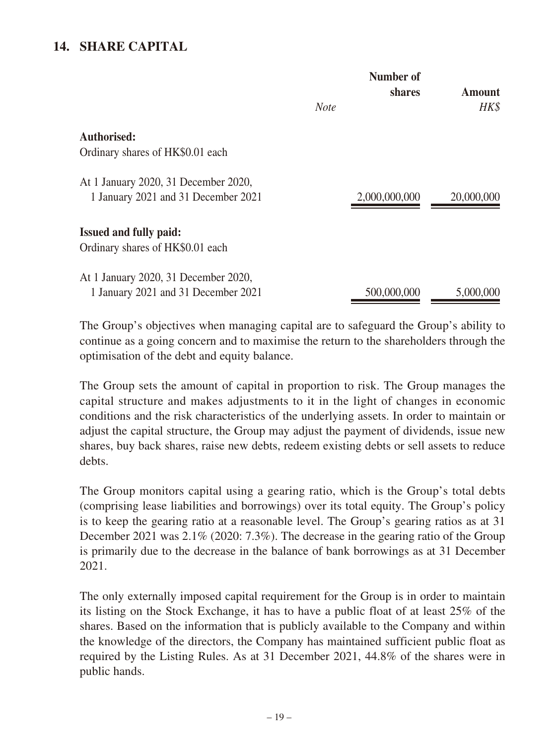## 14. SHARE CAPITAL

| | *Note* | Number of shares | Amount *HK$* |
|---|---|---|---|
| **Authorised:** | | | |
| Ordinary shares of HK$0.01 each | | | |
| At 1 January 2020, 31 December 2020, 1 January 2021 and 31 December 2021 | | 2,000,000,000 | 20,000,000 |
| **Issued and fully paid:** | | | |
| Ordinary shares of HK$0.01 each | | | |
| At 1 January 2020, 31 December 2020, 1 January 2021 and 31 December 2021 | | 500,000,000 | 5,000,000 |

The Group's objectives when managing capital are to safeguard the Group's ability to continue as a going concern and to maximise the return to the shareholders through the optimisation of the debt and equity balance.

The Group sets the amount of capital in proportion to risk. The Group manages the capital structure and makes adjustments to it in the light of changes in economic conditions and the risk characteristics of the underlying assets. In order to maintain or adjust the capital structure, the Group may adjust the payment of dividends, issue new shares, buy back shares, raise new debts, redeem existing debts or sell assets to reduce debts.

The Group monitors capital using a gearing ratio, which is the Group's total debts (comprising lease liabilities and borrowings) over its total equity. The Group's policy is to keep the gearing ratio at a reasonable level. The Group's gearing ratios as at 31 December 2021 was 2.1% (2020: 7.3%). The decrease in the gearing ratio of the Group is primarily due to the decrease in the balance of bank borrowings as at 31 December 2021.

The only externally imposed capital requirement for the Group is in order to maintain its listing on the Stock Exchange, it has to have a public float of at least 25% of the shares. Based on the information that is publicly available to the Company and within the knowledge of the directors, the Company has maintained sufficient public float as required by the Listing Rules. As at 31 December 2021, 44.8% of the shares were in public hands.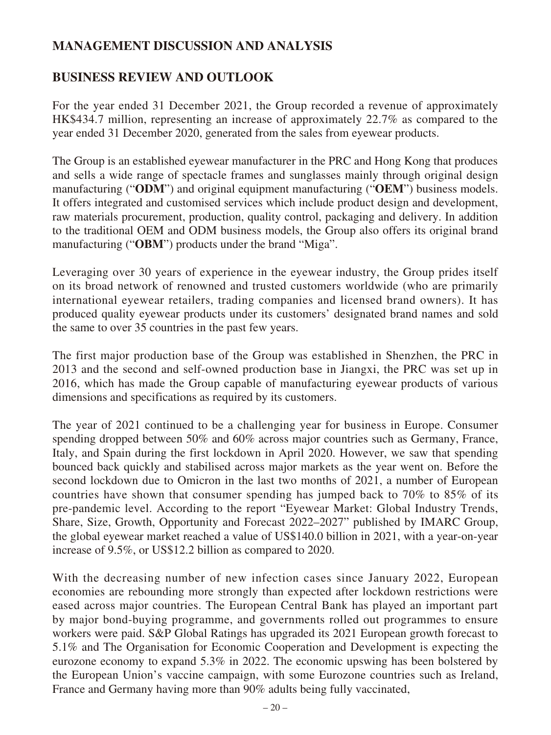## MANAGEMENT DISCUSSION AND ANALYSIS

## BUSINESS REVIEW AND OUTLOOK

For the year ended 31 December 2021, the Group recorded a revenue of approximately HK$434.7 million, representing an increase of approximately 22.7% as compared to the year ended 31 December 2020, generated from the sales from eyewear products.

The Group is an established eyewear manufacturer in the PRC and Hong Kong that produces and sells a wide range of spectacle frames and sunglasses mainly through original design manufacturing ("**ODM**") and original equipment manufacturing ("**OEM**") business models. It offers integrated and customised services which include product design and development, raw materials procurement, production, quality control, packaging and delivery. In addition to the traditional OEM and ODM business models, the Group also offers its original brand manufacturing ("**OBM**") products under the brand "Miga".

Leveraging over 30 years of experience in the eyewear industry, the Group prides itself on its broad network of renowned and trusted customers worldwide (who are primarily international eyewear retailers, trading companies and licensed brand owners). It has produced quality eyewear products under its customers' designated brand names and sold the same to over 35 countries in the past few years.

The first major production base of the Group was established in Shenzhen, the PRC in 2013 and the second and self-owned production base in Jiangxi, the PRC was set up in 2016, which has made the Group capable of manufacturing eyewear products of various dimensions and specifications as required by its customers.

The year of 2021 continued to be a challenging year for business in Europe. Consumer spending dropped between 50% and 60% across major countries such as Germany, France, Italy, and Spain during the first lockdown in April 2020. However, we saw that spending bounced back quickly and stabilised across major markets as the year went on. Before the second lockdown due to Omicron in the last two months of 2021, a number of European countries have shown that consumer spending has jumped back to 70% to 85% of its pre-pandemic level. According to the report "Eyewear Market: Global Industry Trends, Share, Size, Growth, Opportunity and Forecast 2022–2027" published by IMARC Group, the global eyewear market reached a value of US$140.0 billion in 2021, with a year-on-year increase of 9.5%, or US$12.2 billion as compared to 2020.

With the decreasing number of new infection cases since January 2022, European economies are rebounding more strongly than expected after lockdown restrictions were eased across major countries. The European Central Bank has played an important part by major bond-buying programme, and governments rolled out programmes to ensure workers were paid. S&P Global Ratings has upgraded its 2021 European growth forecast to 5.1% and The Organisation for Economic Cooperation and Development is expecting the eurozone economy to expand 5.3% in 2022. The economic upswing has been bolstered by the European Union's vaccine campaign, with some Eurozone countries such as Ireland, France and Germany having more than 90% adults being fully vaccinated,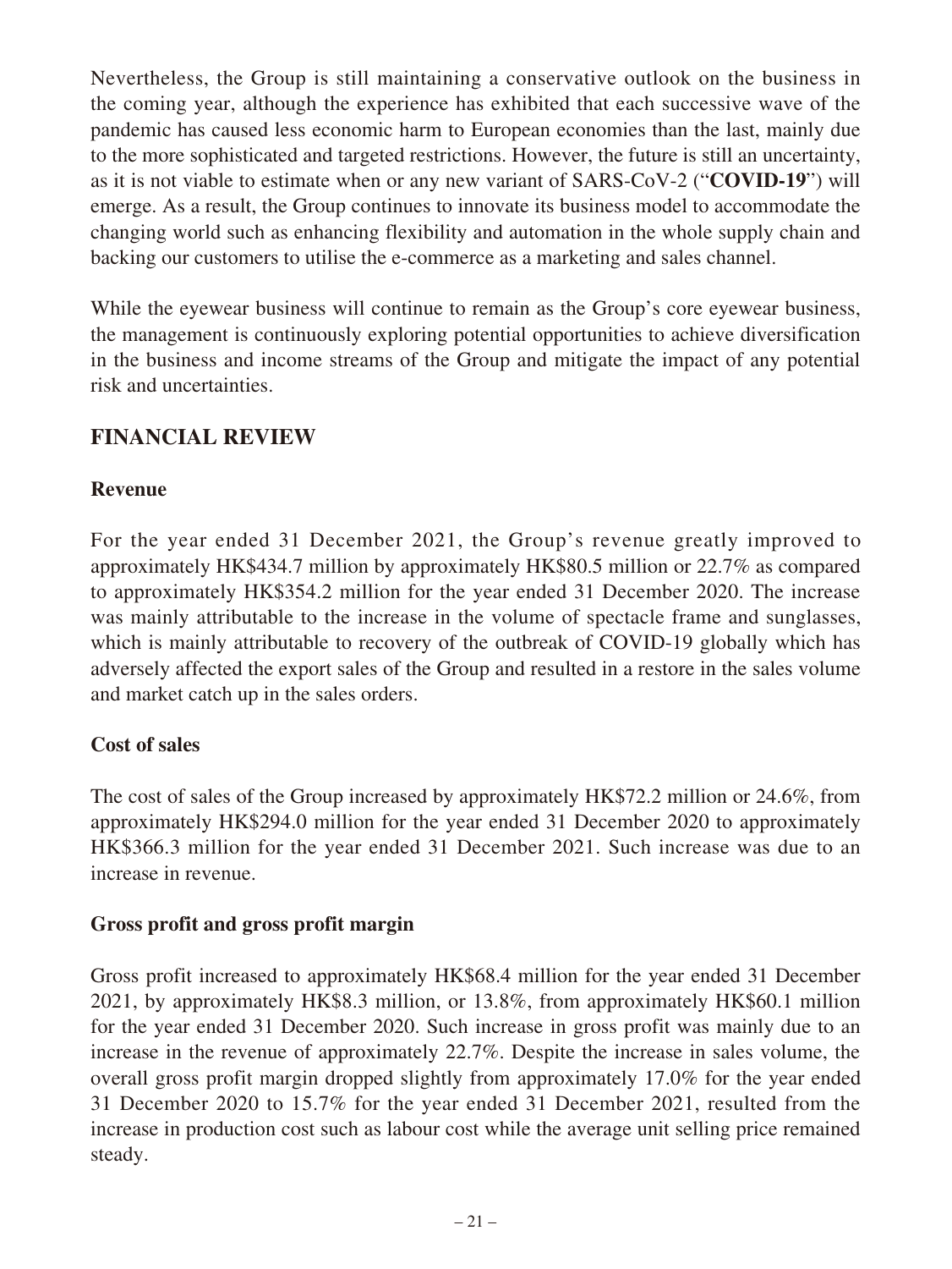Nevertheless, the Group is still maintaining a conservative outlook on the business in the coming year, although the experience has exhibited that each successive wave of the pandemic has caused less economic harm to European economies than the last, mainly due to the more sophisticated and targeted restrictions. However, the future is still an uncertainty, as it is not viable to estimate when or any new variant of SARS-CoV-2 ("**COVID-19**") will emerge. As a result, the Group continues to innovate its business model to accommodate the changing world such as enhancing flexibility and automation in the whole supply chain and backing our customers to utilise the e-commerce as a marketing and sales channel.

While the eyewear business will continue to remain as the Group's core eyewear business, the management is continuously exploring potential opportunities to achieve diversification in the business and income streams of the Group and mitigate the impact of any potential risk and uncertainties.

## FINANCIAL REVIEW

### Revenue

For the year ended 31 December 2021, the Group's revenue greatly improved to approximately HK$434.7 million by approximately HK$80.5 million or 22.7% as compared to approximately HK$354.2 million for the year ended 31 December 2020. The increase was mainly attributable to the increase in the volume of spectacle frame and sunglasses, which is mainly attributable to recovery of the outbreak of COVID-19 globally which has adversely affected the export sales of the Group and resulted in a restore in the sales volume and market catch up in the sales orders.

### Cost of sales

The cost of sales of the Group increased by approximately HK$72.2 million or 24.6%, from approximately HK$294.0 million for the year ended 31 December 2020 to approximately HK$366.3 million for the year ended 31 December 2021. Such increase was due to an increase in revenue.

### Gross profit and gross profit margin

Gross profit increased to approximately HK$68.4 million for the year ended 31 December 2021, by approximately HK$8.3 million, or 13.8%, from approximately HK$60.1 million for the year ended 31 December 2020. Such increase in gross profit was mainly due to an increase in the revenue of approximately 22.7%. Despite the increase in sales volume, the overall gross profit margin dropped slightly from approximately 17.0% for the year ended 31 December 2020 to 15.7% for the year ended 31 December 2021, resulted from the increase in production cost such as labour cost while the average unit selling price remained steady.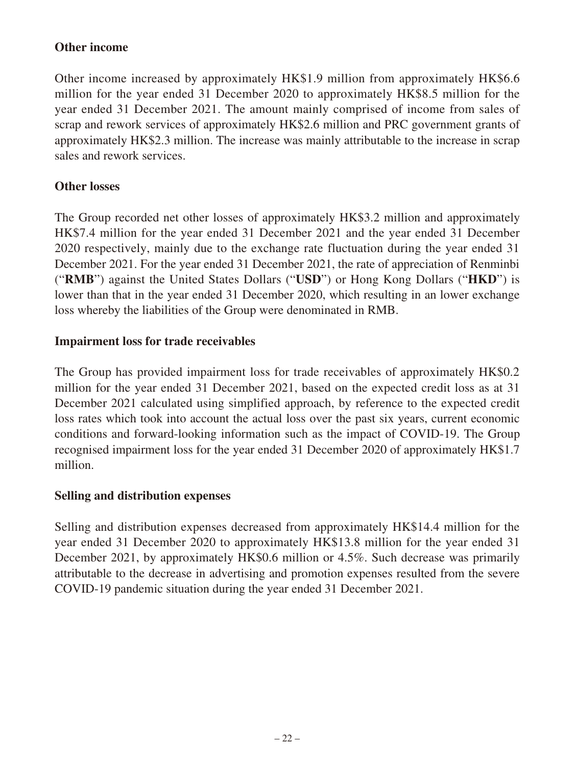**Other income**

Other income increased by approximately HK$1.9 million from approximately HK$6.6 million for the year ended 31 December 2020 to approximately HK$8.5 million for the year ended 31 December 2021. The amount mainly comprised of income from sales of scrap and rework services of approximately HK$2.6 million and PRC government grants of approximately HK$2.3 million. The increase was mainly attributable to the increase in scrap sales and rework services.

**Other losses**

The Group recorded net other losses of approximately HK$3.2 million and approximately HK$7.4 million for the year ended 31 December 2021 and the year ended 31 December 2020 respectively, mainly due to the exchange rate fluctuation during the year ended 31 December 2021. For the year ended 31 December 2021, the rate of appreciation of Renminbi ("**RMB**") against the United States Dollars ("**USD**") or Hong Kong Dollars ("**HKD**") is lower than that in the year ended 31 December 2020, which resulting in an lower exchange loss whereby the liabilities of the Group were denominated in RMB.

**Impairment loss for trade receivables**

The Group has provided impairment loss for trade receivables of approximately HK$0.2 million for the year ended 31 December 2021, based on the expected credit loss as at 31 December 2021 calculated using simplified approach, by reference to the expected credit loss rates which took into account the actual loss over the past six years, current economic conditions and forward-looking information such as the impact of COVID-19. The Group recognised impairment loss for the year ended 31 December 2020 of approximately HK$1.7 million.

**Selling and distribution expenses**

Selling and distribution expenses decreased from approximately HK$14.4 million for the year ended 31 December 2020 to approximately HK$13.8 million for the year ended 31 December 2021, by approximately HK$0.6 million or 4.5%. Such decrease was primarily attributable to the decrease in advertising and promotion expenses resulted from the severe COVID-19 pandemic situation during the year ended 31 December 2021.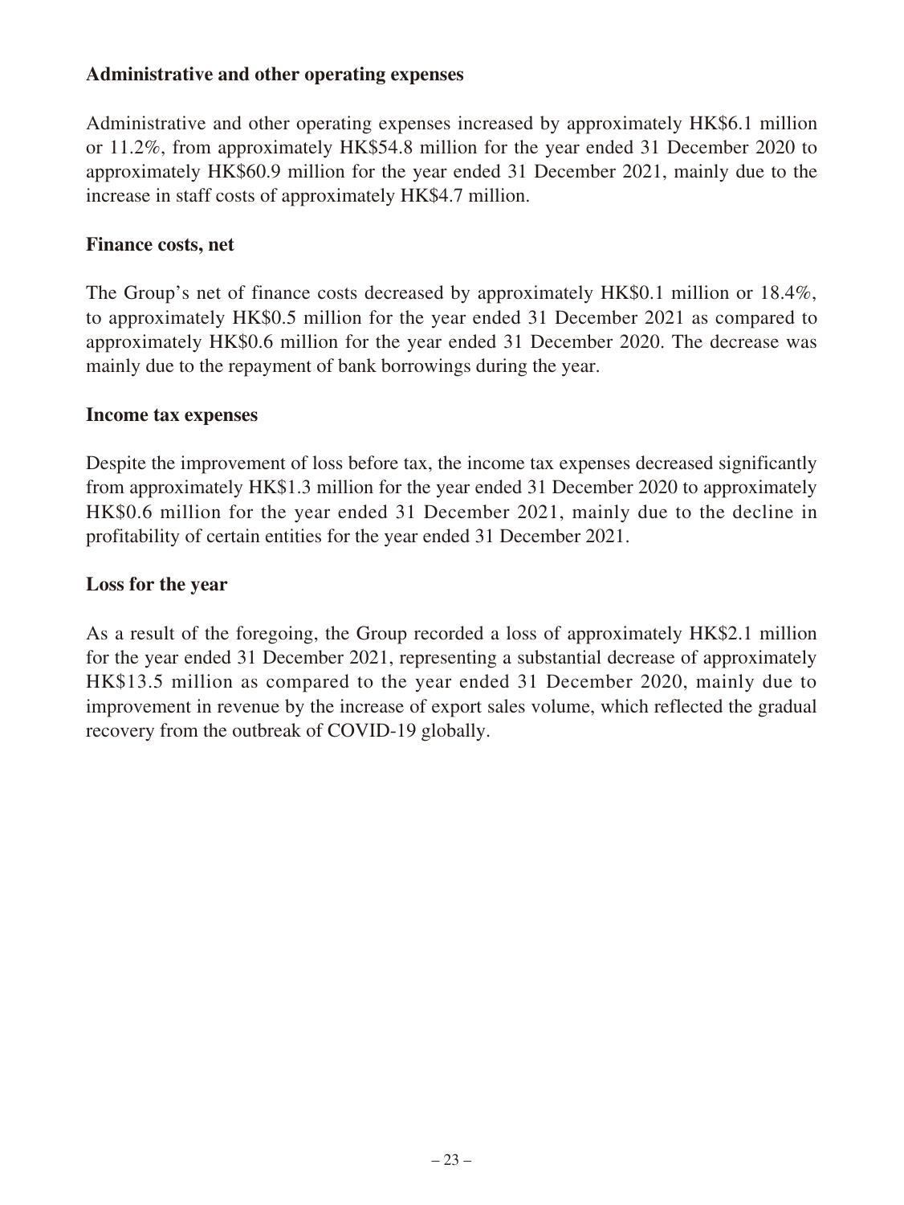**Administrative and other operating expenses**

Administrative and other operating expenses increased by approximately HK$6.1 million or 11.2%, from approximately HK$54.8 million for the year ended 31 December 2020 to approximately HK$60.9 million for the year ended 31 December 2021, mainly due to the increase in staff costs of approximately HK$4.7 million.

**Finance costs, net**

The Group's net of finance costs decreased by approximately HK$0.1 million or 18.4%, to approximately HK$0.5 million for the year ended 31 December 2021 as compared to approximately HK$0.6 million for the year ended 31 December 2020. The decrease was mainly due to the repayment of bank borrowings during the year.

**Income tax expenses**

Despite the improvement of loss before tax, the income tax expenses decreased significantly from approximately HK$1.3 million for the year ended 31 December 2020 to approximately HK$0.6 million for the year ended 31 December 2021, mainly due to the decline in profitability of certain entities for the year ended 31 December 2021.

**Loss for the year**

As a result of the foregoing, the Group recorded a loss of approximately HK$2.1 million for the year ended 31 December 2021, representing a substantial decrease of approximately HK$13.5 million as compared to the year ended 31 December 2020, mainly due to improvement in revenue by the increase of export sales volume, which reflected the gradual recovery from the outbreak of COVID-19 globally.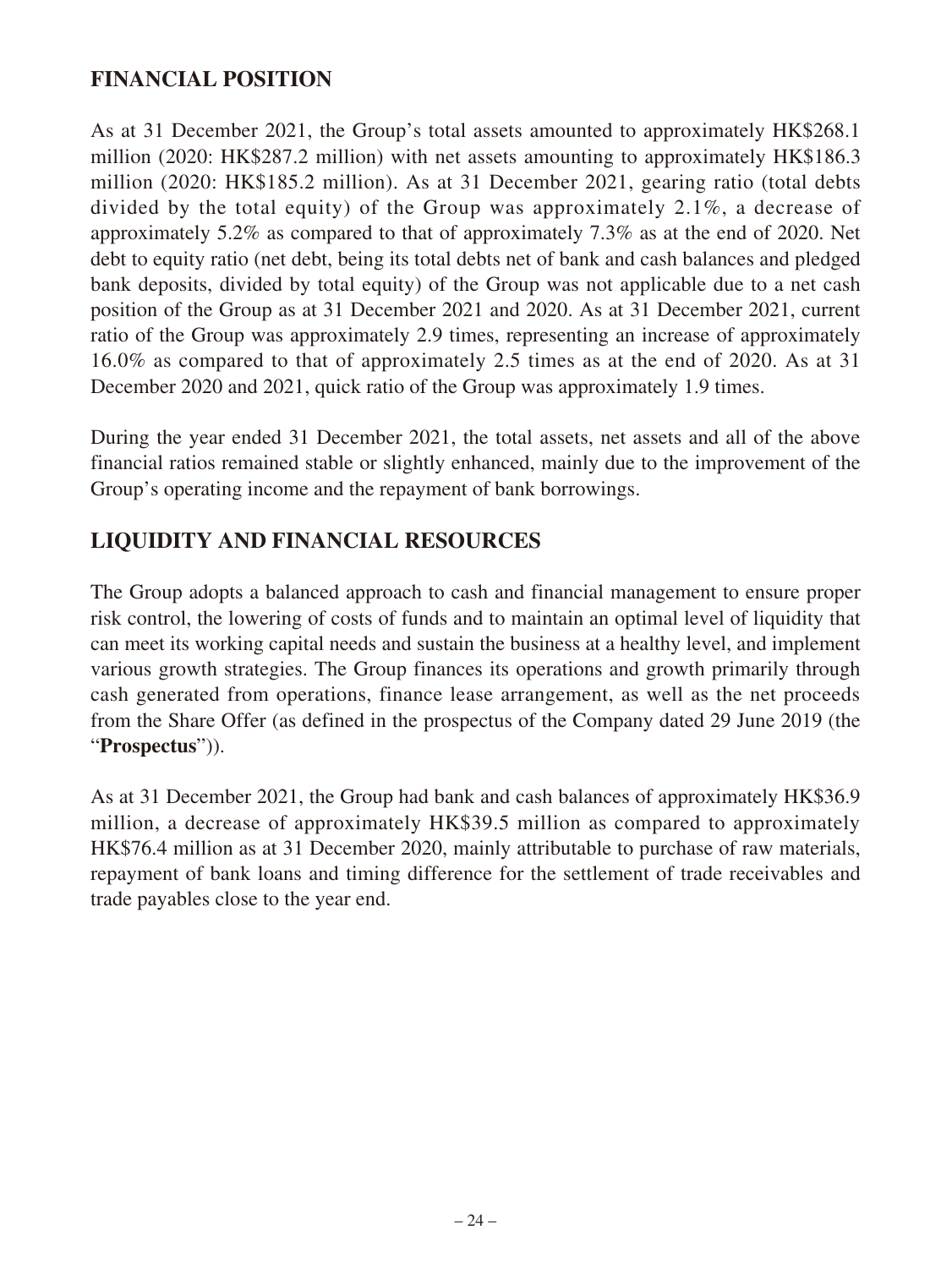## FINANCIAL POSITION

As at 31 December 2021, the Group's total assets amounted to approximately HK$268.1 million (2020: HK$287.2 million) with net assets amounting to approximately HK$186.3 million (2020: HK$185.2 million). As at 31 December 2021, gearing ratio (total debts divided by the total equity) of the Group was approximately 2.1%, a decrease of approximately 5.2% as compared to that of approximately 7.3% as at the end of 2020. Net debt to equity ratio (net debt, being its total debts net of bank and cash balances and pledged bank deposits, divided by total equity) of the Group was not applicable due to a net cash position of the Group as at 31 December 2021 and 2020. As at 31 December 2021, current ratio of the Group was approximately 2.9 times, representing an increase of approximately 16.0% as compared to that of approximately 2.5 times as at the end of 2020. As at 31 December 2020 and 2021, quick ratio of the Group was approximately 1.9 times.

During the year ended 31 December 2021, the total assets, net assets and all of the above financial ratios remained stable or slightly enhanced, mainly due to the improvement of the Group's operating income and the repayment of bank borrowings.

## LIQUIDITY AND FINANCIAL RESOURCES

The Group adopts a balanced approach to cash and financial management to ensure proper risk control, the lowering of costs of funds and to maintain an optimal level of liquidity that can meet its working capital needs and sustain the business at a healthy level, and implement various growth strategies. The Group finances its operations and growth primarily through cash generated from operations, finance lease arrangement, as well as the net proceeds from the Share Offer (as defined in the prospectus of the Company dated 29 June 2019 (the "**Prospectus**")).

As at 31 December 2021, the Group had bank and cash balances of approximately HK$36.9 million, a decrease of approximately HK$39.5 million as compared to approximately HK$76.4 million as at 31 December 2020, mainly attributable to purchase of raw materials, repayment of bank loans and timing difference for the settlement of trade receivables and trade payables close to the year end.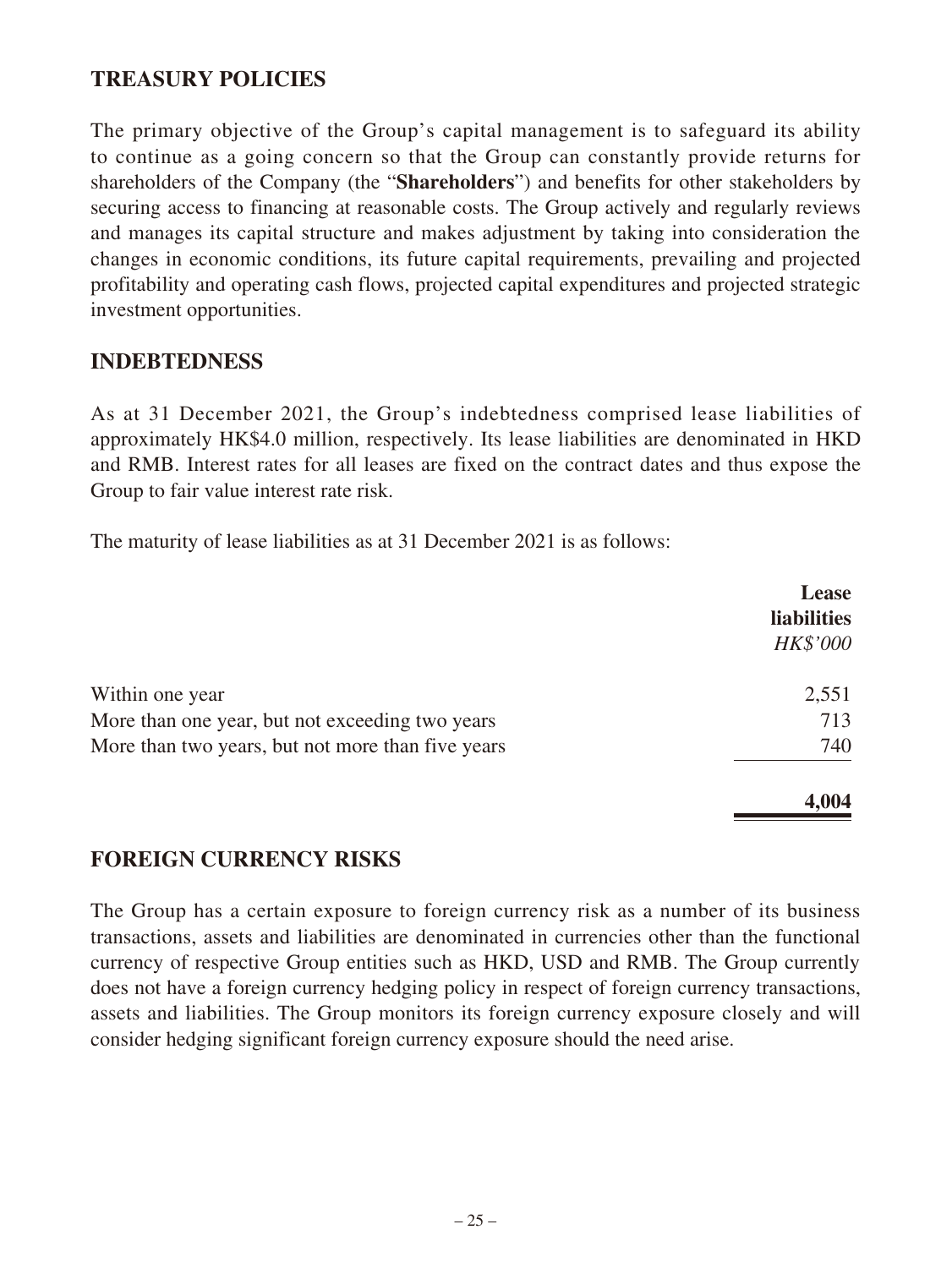## TREASURY POLICIES

The primary objective of the Group's capital management is to safeguard its ability to continue as a going concern so that the Group can constantly provide returns for shareholders of the Company (the "**Shareholders**") and benefits for other stakeholders by securing access to financing at reasonable costs. The Group actively and regularly reviews and manages its capital structure and makes adjustment by taking into consideration the changes in economic conditions, its future capital requirements, prevailing and projected profitability and operating cash flows, projected capital expenditures and projected strategic investment opportunities.

## INDEBTEDNESS

As at 31 December 2021, the Group's indebtedness comprised lease liabilities of approximately HK$4.0 million, respectively. Its lease liabilities are denominated in HKD and RMB. Interest rates for all leases are fixed on the contract dates and thus expose the Group to fair value interest rate risk.

The maturity of lease liabilities as at 31 December 2021 is as follows:

| | **Lease liabilities** |
|---|---|
| | *HK$'000* |
| Within one year | 2,551 |
| More than one year, but not exceeding two years | 713 |
| More than two years, but not more than five years | 740 |
| | **4,004** |

## FOREIGN CURRENCY RISKS

The Group has a certain exposure to foreign currency risk as a number of its business transactions, assets and liabilities are denominated in currencies other than the functional currency of respective Group entities such as HKD, USD and RMB. The Group currently does not have a foreign currency hedging policy in respect of foreign currency transactions, assets and liabilities. The Group monitors its foreign currency exposure closely and will consider hedging significant foreign currency exposure should the need arise.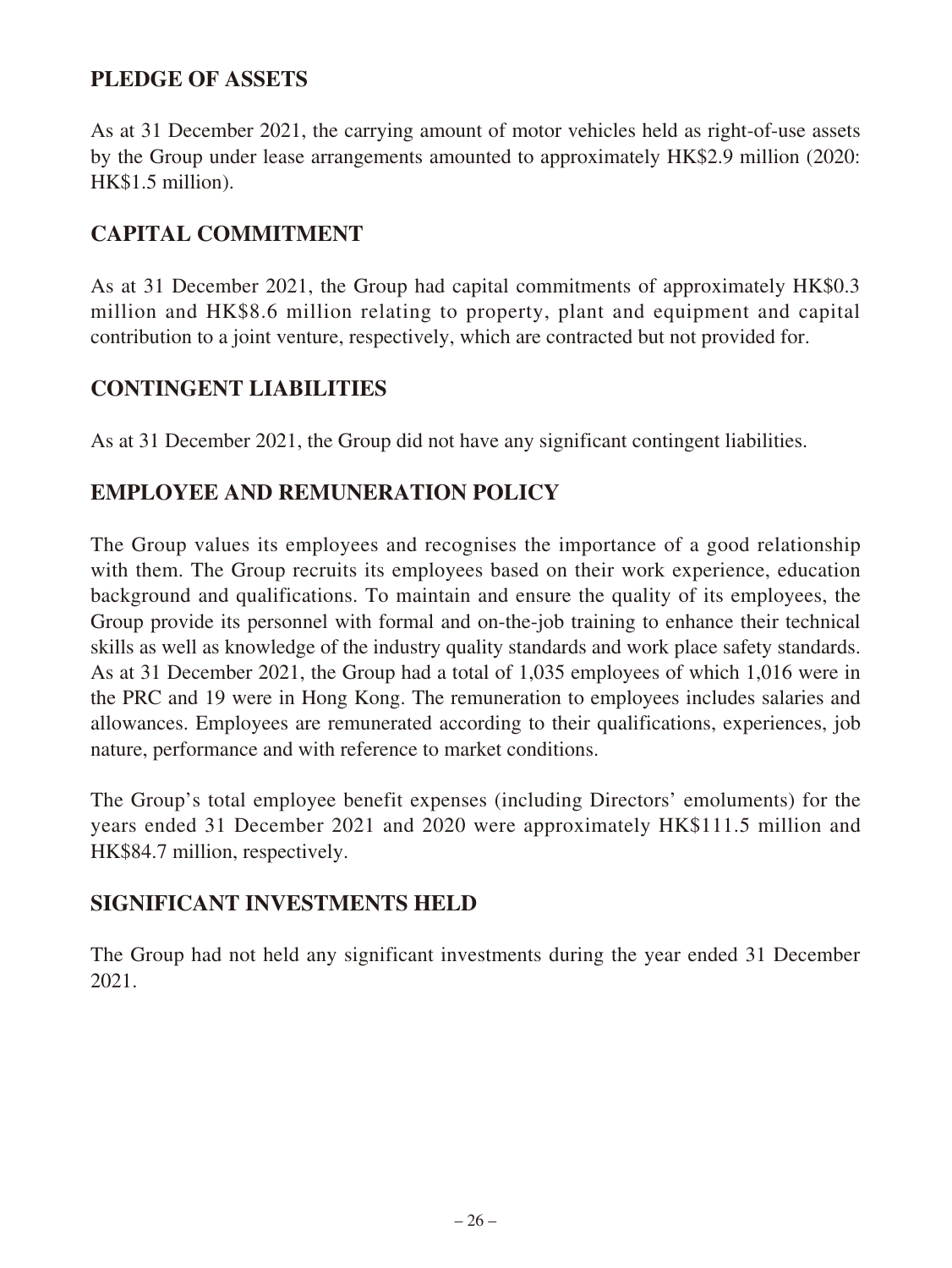## PLEDGE OF ASSETS

As at 31 December 2021, the carrying amount of motor vehicles held as right-of-use assets by the Group under lease arrangements amounted to approximately HK$2.9 million (2020: HK$1.5 million).

## CAPITAL COMMITMENT

As at 31 December 2021, the Group had capital commitments of approximately HK$0.3 million and HK$8.6 million relating to property, plant and equipment and capital contribution to a joint venture, respectively, which are contracted but not provided for.

## CONTINGENT LIABILITIES

As at 31 December 2021, the Group did not have any significant contingent liabilities.

## EMPLOYEE AND REMUNERATION POLICY

The Group values its employees and recognises the importance of a good relationship with them. The Group recruits its employees based on their work experience, education background and qualifications. To maintain and ensure the quality of its employees, the Group provide its personnel with formal and on-the-job training to enhance their technical skills as well as knowledge of the industry quality standards and work place safety standards. As at 31 December 2021, the Group had a total of 1,035 employees of which 1,016 were in the PRC and 19 were in Hong Kong. The remuneration to employees includes salaries and allowances. Employees are remunerated according to their qualifications, experiences, job nature, performance and with reference to market conditions.

The Group's total employee benefit expenses (including Directors' emoluments) for the years ended 31 December 2021 and 2020 were approximately HK$111.5 million and HK$84.7 million, respectively.

## SIGNIFICANT INVESTMENTS HELD

The Group had not held any significant investments during the year ended 31 December 2021.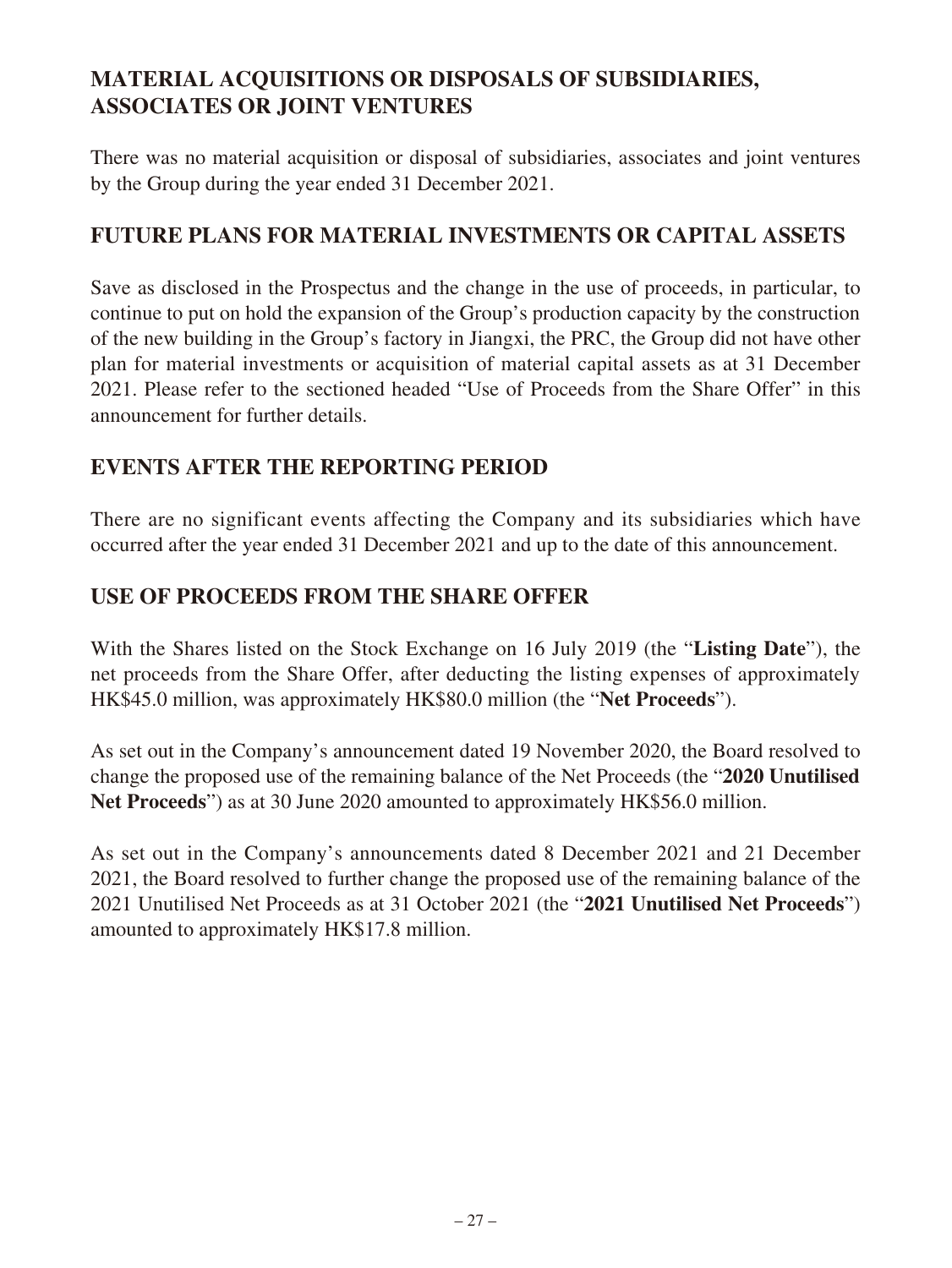## MATERIAL ACQUISITIONS OR DISPOSALS OF SUBSIDIARIES, ASSOCIATES OR JOINT VENTURES

There was no material acquisition or disposal of subsidiaries, associates and joint ventures by the Group during the year ended 31 December 2021.

## FUTURE PLANS FOR MATERIAL INVESTMENTS OR CAPITAL ASSETS

Save as disclosed in the Prospectus and the change in the use of proceeds, in particular, to continue to put on hold the expansion of the Group's production capacity by the construction of the new building in the Group's factory in Jiangxi, the PRC, the Group did not have other plan for material investments or acquisition of material capital assets as at 31 December 2021. Please refer to the sectioned headed "Use of Proceeds from the Share Offer" in this announcement for further details.

## EVENTS AFTER THE REPORTING PERIOD

There are no significant events affecting the Company and its subsidiaries which have occurred after the year ended 31 December 2021 and up to the date of this announcement.

## USE OF PROCEEDS FROM THE SHARE OFFER

With the Shares listed on the Stock Exchange on 16 July 2019 (the "**Listing Date**"), the net proceeds from the Share Offer, after deducting the listing expenses of approximately HK$45.0 million, was approximately HK$80.0 million (the "**Net Proceeds**").

As set out in the Company's announcement dated 19 November 2020, the Board resolved to change the proposed use of the remaining balance of the Net Proceeds (the "**2020 Unutilised Net Proceeds**") as at 30 June 2020 amounted to approximately HK$56.0 million.

As set out in the Company's announcements dated 8 December 2021 and 21 December 2021, the Board resolved to further change the proposed use of the remaining balance of the 2021 Unutilised Net Proceeds as at 31 October 2021 (the "**2021 Unutilised Net Proceeds**") amounted to approximately HK$17.8 million.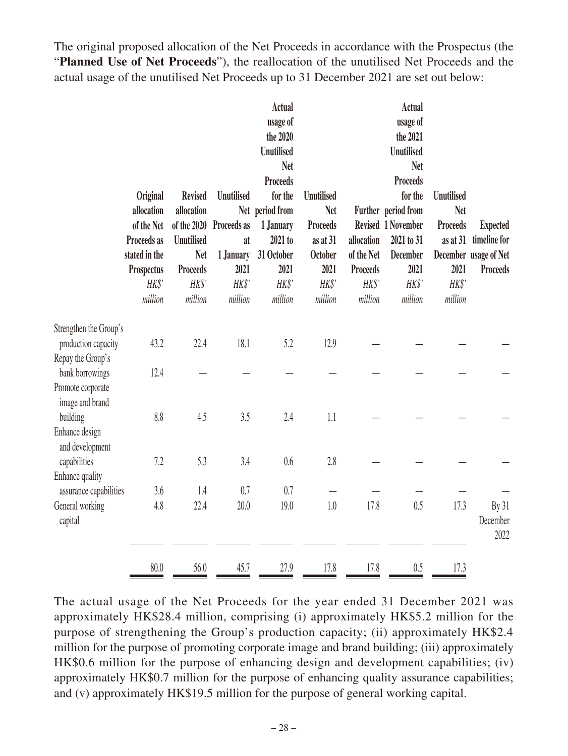The original proposed allocation of the Net Proceeds in accordance with the Prospectus (the "**Planned Use of Net Proceeds**"), the reallocation of the unutilised Net Proceeds and the actual usage of the unutilised Net Proceeds up to 31 December 2021 are set out below:

| | Original allocation of the Net Proceeds as stated in the Prospectus | Revised allocation of the 2020 Unutilised Net Proceeds | Unutilised Net Proceeds as at 1 January 2021 | Actual usage of the 2020 Unutilised Net Proceeds for the period from 1 January 2021 to 31 October 2021 | Unutilised Net Proceeds as at 31 October 2021 | Further Revised allocation of the Net Proceeds | Actual usage of the 2021 Unutilised Net Proceeds for the period from 1 November 2021 to 31 December 2021 | Unutilised Net Proceeds as at 31 December 2021 | Expected timeline for usage of Net Proceeds |
|---|---|---|---|---|---|---|---|---|---|
| | *HK$' million* | *HK$' million* | *HK$' million* | *HK$' million* | *HK$' million* | *HK$' million* | *HK$' million* | *HK$' million* | |
| Strengthen the Group's production capacity | 43.2 | 22.4 | 18.1 | 5.2 | 12.9 | — | — | — | — |
| Repay the Group's bank borrowings | 12.4 | — | — | — | — | — | — | — | — |
| Promote corporate image and brand building | 8.8 | 4.5 | 3.5 | 2.4 | 1.1 | — | — | — | — |
| Enhance design and development capabilities | 7.2 | 5.3 | 3.4 | 0.6 | 2.8 | — | — | — | — |
| Enhance quality assurance capabilities | 3.6 | 1.4 | 0.7 | 0.7 | — | — | — | — | — |
| General working capital | 4.8 | 22.4 | 20.0 | 19.0 | 1.0 | 17.8 | 0.5 | 17.3 | By 31 December 2022 |
| | 80.0 | 56.0 | 45.7 | 27.9 | 17.8 | 17.8 | 0.5 | 17.3 | |

The actual usage of the Net Proceeds for the year ended 31 December 2021 was approximately HK$28.4 million, comprising (i) approximately HK$5.2 million for the purpose of strengthening the Group's production capacity; (ii) approximately HK$2.4 million for the purpose of promoting corporate image and brand building; (iii) approximately HK$0.6 million for the purpose of enhancing design and development capabilities; (iv) approximately HK$0.7 million for the purpose of enhancing quality assurance capabilities; and (v) approximately HK$19.5 million for the purpose of general working capital.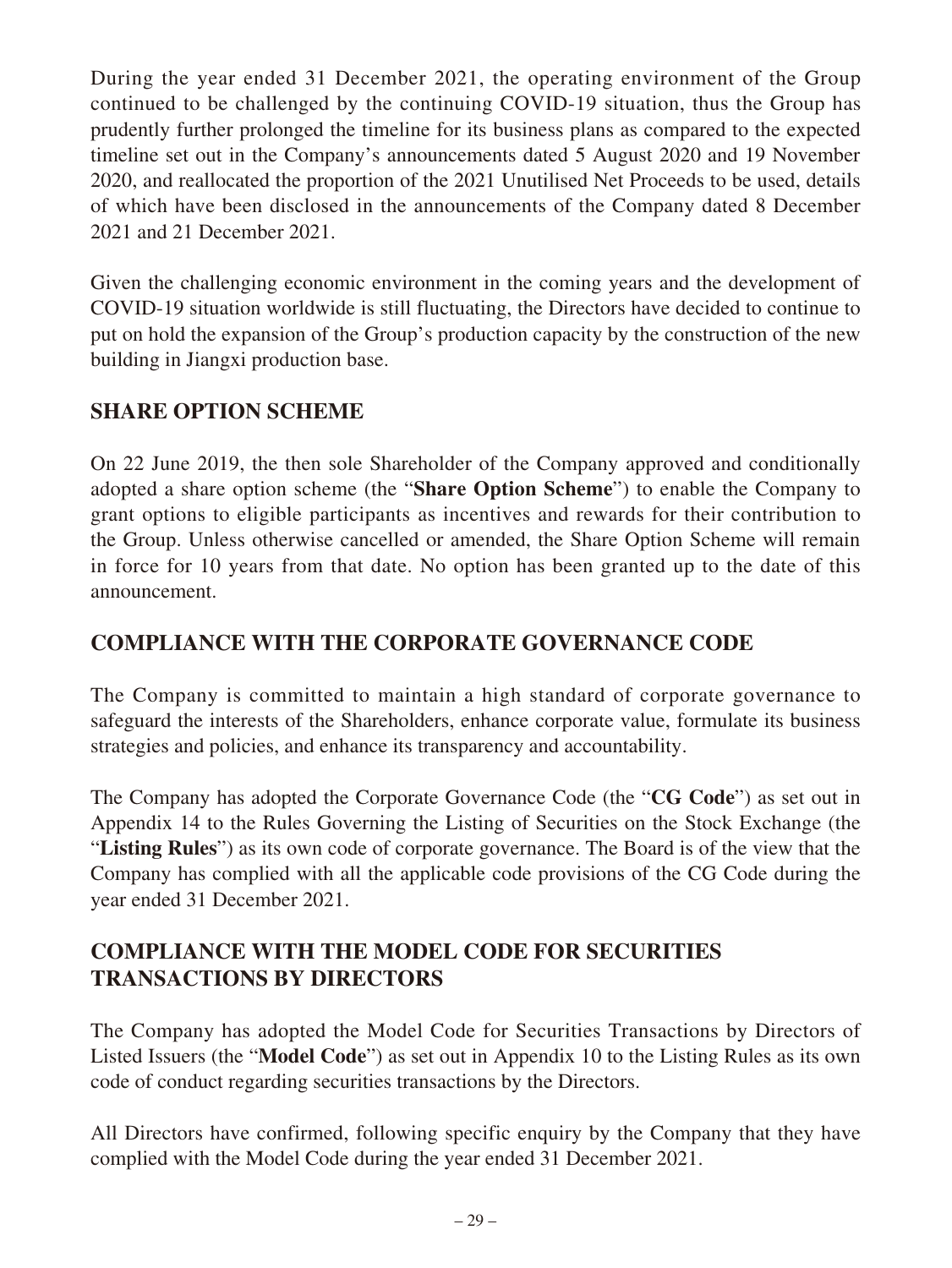During the year ended 31 December 2021, the operating environment of the Group continued to be challenged by the continuing COVID-19 situation, thus the Group has prudently further prolonged the timeline for its business plans as compared to the expected timeline set out in the Company's announcements dated 5 August 2020 and 19 November 2020, and reallocated the proportion of the 2021 Unutilised Net Proceeds to be used, details of which have been disclosed in the announcements of the Company dated 8 December 2021 and 21 December 2021.

Given the challenging economic environment in the coming years and the development of COVID-19 situation worldwide is still fluctuating, the Directors have decided to continue to put on hold the expansion of the Group's production capacity by the construction of the new building in Jiangxi production base.

## SHARE OPTION SCHEME

On 22 June 2019, the then sole Shareholder of the Company approved and conditionally adopted a share option scheme (the "**Share Option Scheme**") to enable the Company to grant options to eligible participants as incentives and rewards for their contribution to the Group. Unless otherwise cancelled or amended, the Share Option Scheme will remain in force for 10 years from that date. No option has been granted up to the date of this announcement.

## COMPLIANCE WITH THE CORPORATE GOVERNANCE CODE

The Company is committed to maintain a high standard of corporate governance to safeguard the interests of the Shareholders, enhance corporate value, formulate its business strategies and policies, and enhance its transparency and accountability.

The Company has adopted the Corporate Governance Code (the "**CG Code**") as set out in Appendix 14 to the Rules Governing the Listing of Securities on the Stock Exchange (the "**Listing Rules**") as its own code of corporate governance. The Board is of the view that the Company has complied with all the applicable code provisions of the CG Code during the year ended 31 December 2021.

## COMPLIANCE WITH THE MODEL CODE FOR SECURITIES TRANSACTIONS BY DIRECTORS

The Company has adopted the Model Code for Securities Transactions by Directors of Listed Issuers (the "**Model Code**") as set out in Appendix 10 to the Listing Rules as its own code of conduct regarding securities transactions by the Directors.

All Directors have confirmed, following specific enquiry by the Company that they have complied with the Model Code during the year ended 31 December 2021.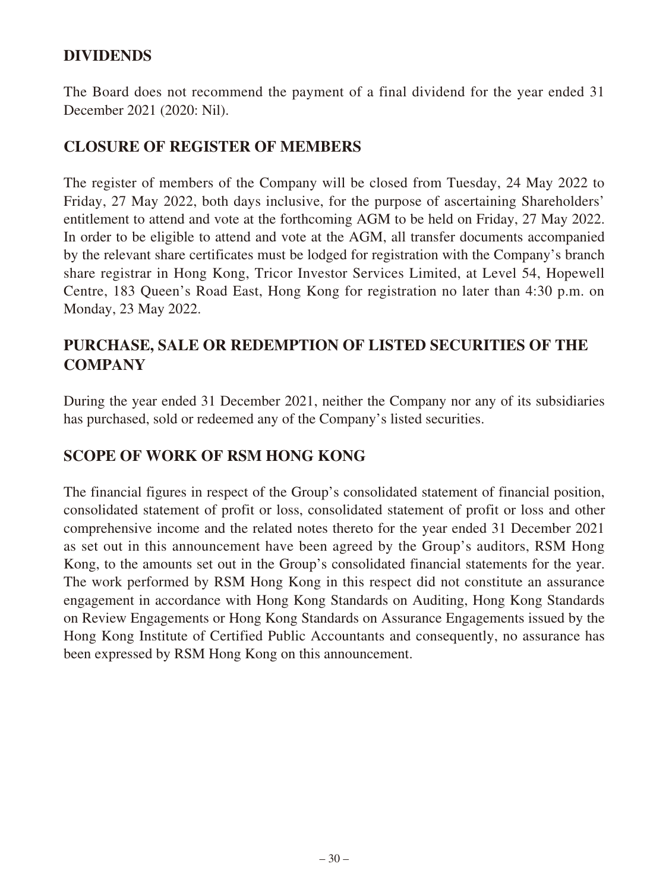## DIVIDENDS

The Board does not recommend the payment of a final dividend for the year ended 31 December 2021 (2020: Nil).

## CLOSURE OF REGISTER OF MEMBERS

The register of members of the Company will be closed from Tuesday, 24 May 2022 to Friday, 27 May 2022, both days inclusive, for the purpose of ascertaining Shareholders' entitlement to attend and vote at the forthcoming AGM to be held on Friday, 27 May 2022. In order to be eligible to attend and vote at the AGM, all transfer documents accompanied by the relevant share certificates must be lodged for registration with the Company's branch share registrar in Hong Kong, Tricor Investor Services Limited, at Level 54, Hopewell Centre, 183 Queen's Road East, Hong Kong for registration no later than 4:30 p.m. on Monday, 23 May 2022.

## PURCHASE, SALE OR REDEMPTION OF LISTED SECURITIES OF THE COMPANY

During the year ended 31 December 2021, neither the Company nor any of its subsidiaries has purchased, sold or redeemed any of the Company's listed securities.

## SCOPE OF WORK OF RSM HONG KONG

The financial figures in respect of the Group's consolidated statement of financial position, consolidated statement of profit or loss, consolidated statement of profit or loss and other comprehensive income and the related notes thereto for the year ended 31 December 2021 as set out in this announcement have been agreed by the Group's auditors, RSM Hong Kong, to the amounts set out in the Group's consolidated financial statements for the year. The work performed by RSM Hong Kong in this respect did not constitute an assurance engagement in accordance with Hong Kong Standards on Auditing, Hong Kong Standards on Review Engagements or Hong Kong Standards on Assurance Engagements issued by the Hong Kong Institute of Certified Public Accountants and consequently, no assurance has been expressed by RSM Hong Kong on this announcement.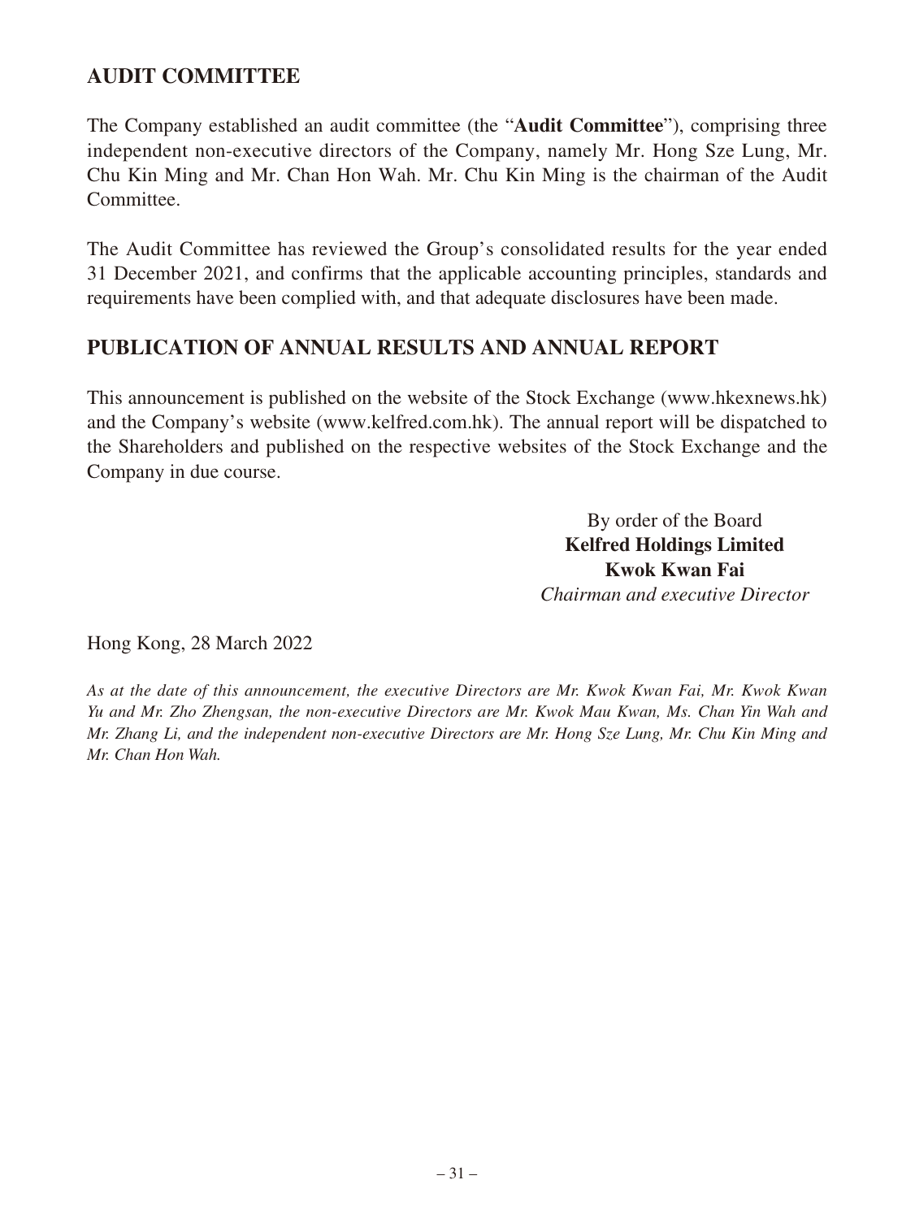## AUDIT COMMITTEE

The Company established an audit committee (the "**Audit Committee**"), comprising three independent non-executive directors of the Company, namely Mr. Hong Sze Lung, Mr. Chu Kin Ming and Mr. Chan Hon Wah. Mr. Chu Kin Ming is the chairman of the Audit Committee.

The Audit Committee has reviewed the Group's consolidated results for the year ended 31 December 2021, and confirms that the applicable accounting principles, standards and requirements have been complied with, and that adequate disclosures have been made.

## PUBLICATION OF ANNUAL RESULTS AND ANNUAL REPORT

This announcement is published on the website of the Stock Exchange (www.hkexnews.hk) and the Company's website (www.kelfred.com.hk). The annual report will be dispatched to the Shareholders and published on the respective websites of the Stock Exchange and the Company in due course.

By order of the Board
**Kelfred Holdings Limited**
**Kwok Kwan Fai**
*Chairman and executive Director*

Hong Kong, 28 March 2022

*As at the date of this announcement, the executive Directors are Mr. Kwok Kwan Fai, Mr. Kwok Kwan Yu and Mr. Zho Zhengsan, the non-executive Directors are Mr. Kwok Mau Kwan, Ms. Chan Yin Wah and Mr. Zhang Li, and the independent non-executive Directors are Mr. Hong Sze Lung, Mr. Chu Kin Ming and Mr. Chan Hon Wah.*